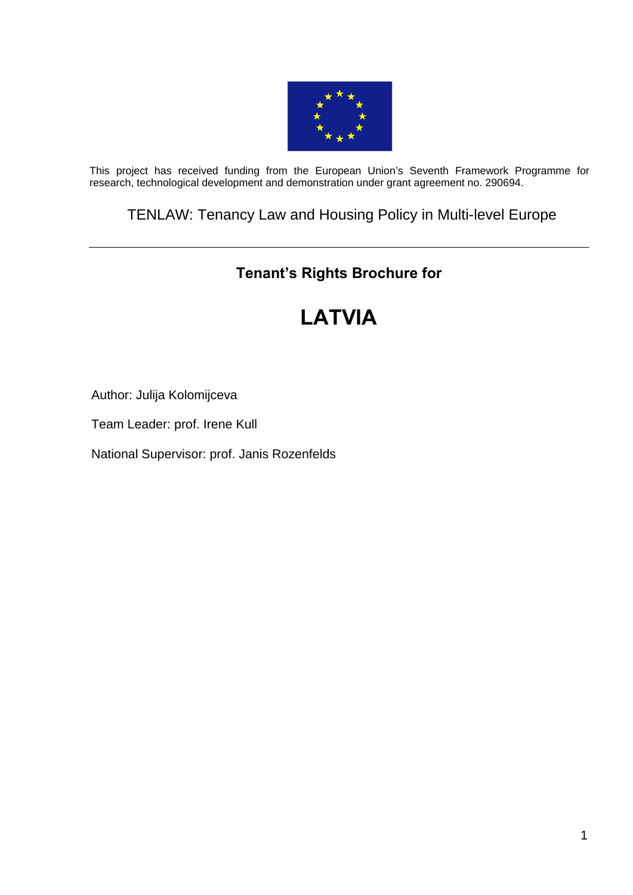This project has received funding from the European Union's Seventh Framework Programme for research, technological development and demonstration under grant agreement no. 290694.

TENLAW: Tenancy Law and Housing Policy in Multi-level Europe

---

## Tenant's Rights Brochure for

# LATVIA

Author: Julija Kolomijceva

Team Leader: prof. Irene Kull

National Supervisor: prof. Janis Rozenfelds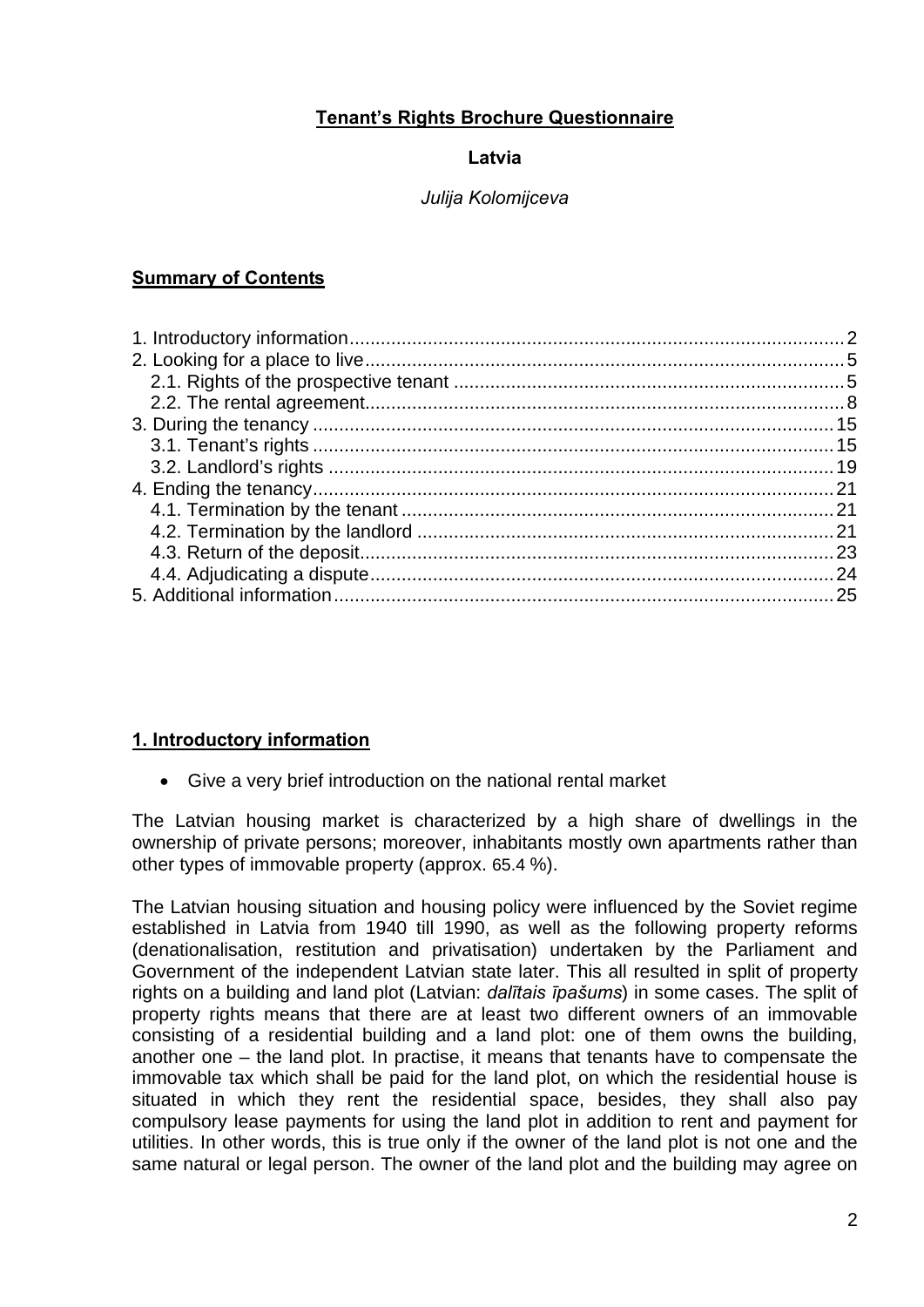**Tenant's Rights Brochure Questionnaire**

**Latvia**

*Julija Kolomijceva*

**Summary of Contents**

1. Introductory information ........ 2
2. Looking for a place to live ........ 5
   - 2.1. Rights of the prospective tenant ........ 5
   - 2.2. The rental agreement ........ 8
3. During the tenancy ........ 15
   - 3.1. Tenant's rights ........ 15
   - 3.2. Landlord's rights ........ 19
4. Ending the tenancy ........ 21
   - 4.1. Termination by the tenant ........ 21
   - 4.2. Termination by the landlord ........ 21
   - 4.3. Return of the deposit ........ 23
   - 4.4. Adjudicating a dispute ........ 24
5. Additional information ........ 25

## 1. Introductory information

- Give a very brief introduction on the national rental market

The Latvian housing market is characterized by a high share of dwellings in the ownership of private persons; moreover, inhabitants mostly own apartments rather than other types of immovable property (approx. 65.4 %).

The Latvian housing situation and housing policy were influenced by the Soviet regime established in Latvia from 1940 till 1990, as well as the following property reforms (denationalisation, restitution and privatisation) undertaken by the Parliament and Government of the independent Latvian state later. This all resulted in split of property rights on a building and land plot (Latvian: *dalītais īpašums*) in some cases. The split of property rights means that there are at least two different owners of an immovable consisting of a residential building and a land plot: one of them owns the building, another one – the land plot. In practise, it means that tenants have to compensate the immovable tax which shall be paid for the land plot, on which the residential house is situated in which they rent the residential space, besides, they shall also pay compulsory lease payments for using the land plot in addition to rent and payment for utilities. In other words, this is true only if the owner of the land plot is not one and the same natural or legal person. The owner of the land plot and the building may agree on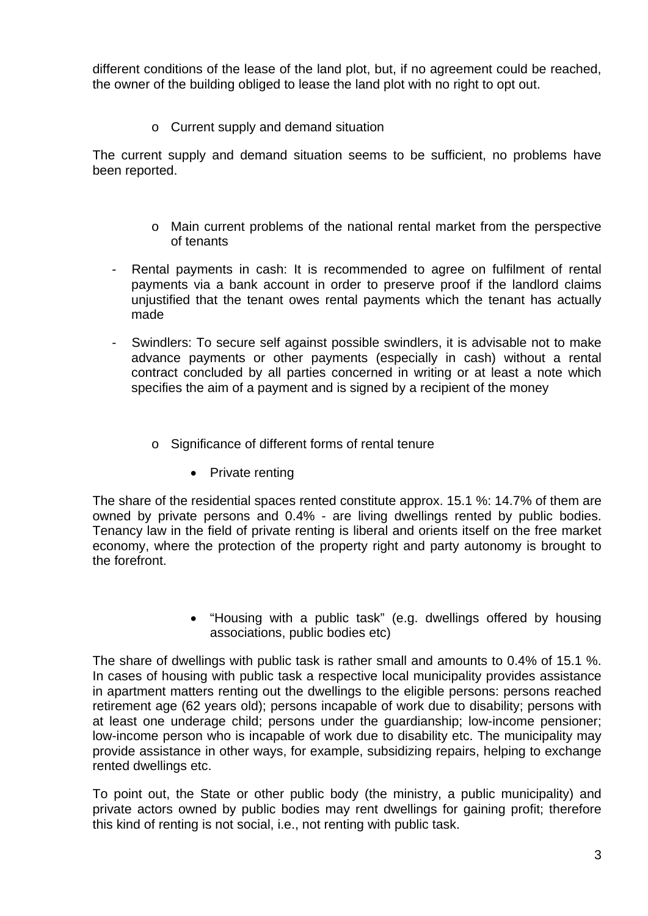different conditions of the lease of the land plot, but, if no agreement could be reached, the owner of the building obliged to lease the land plot with no right to opt out.

- Current supply and demand situation

The current supply and demand situation seems to be sufficient, no problems have been reported.

- Main current problems of the national rental market from the perspective of tenants

- Rental payments in cash: It is recommended to agree on fulfilment of rental payments via a bank account in order to preserve proof if the landlord claims unjustified that the tenant owes rental payments which the tenant has actually made
- Swindlers: To secure self against possible swindlers, it is advisable not to make advance payments or other payments (especially in cash) without a rental contract concluded by all parties concerned in writing or at least a note which specifies the aim of a payment and is signed by a recipient of the money

- Significance of different forms of rental tenure

  - Private renting

The share of the residential spaces rented constitute approx. 15.1 %: 14.7% of them are owned by private persons and 0.4% - are living dwellings rented by public bodies. Tenancy law in the field of private renting is liberal and orients itself on the free market economy, where the protection of the property right and party autonomy is brought to the forefront.

  - "Housing with a public task" (e.g. dwellings offered by housing associations, public bodies etc)

The share of dwellings with public task is rather small and amounts to 0.4% of 15.1 %. In cases of housing with public task a respective local municipality provides assistance in apartment matters renting out the dwellings to the eligible persons: persons reached retirement age (62 years old); persons incapable of work due to disability; persons with at least one underage child; persons under the guardianship; low-income pensioner; low-income person who is incapable of work due to disability etc. The municipality may provide assistance in other ways, for example, subsidizing repairs, helping to exchange rented dwellings etc.

To point out, the State or other public body (the ministry, a public municipality) and private actors owned by public bodies may rent dwellings for gaining profit; therefore this kind of renting is not social, i.e., not renting with public task.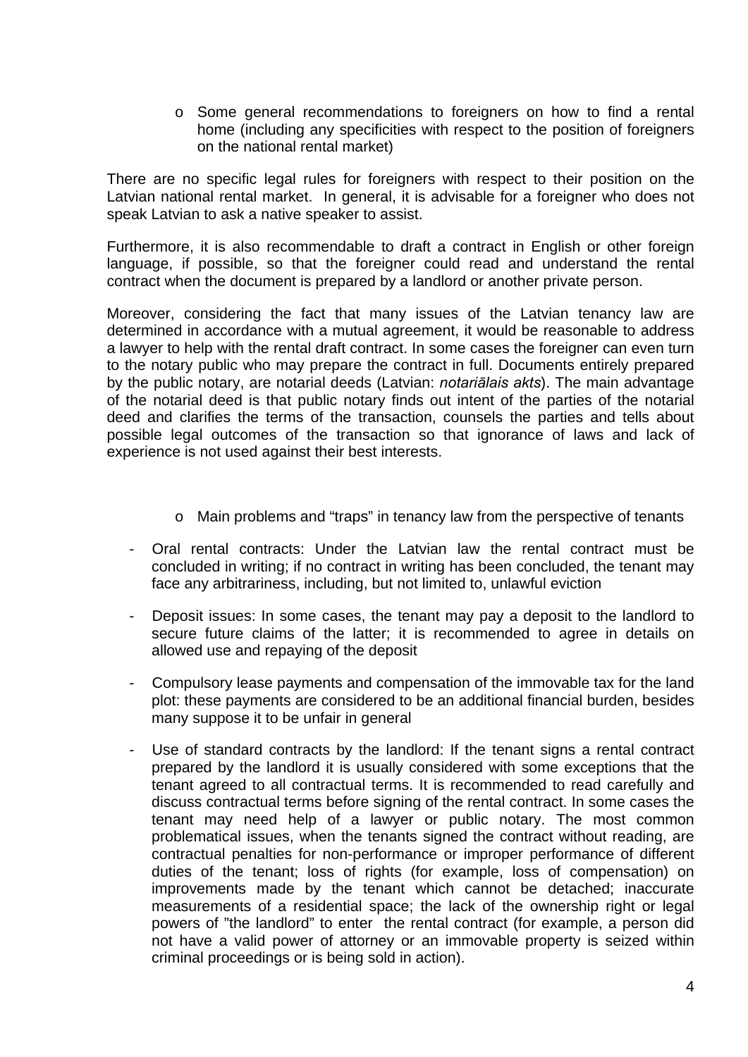- Some general recommendations to foreigners on how to find a rental home (including any specificities with respect to the position of foreigners on the national rental market)

There are no specific legal rules for foreigners with respect to their position on the Latvian national rental market. In general, it is advisable for a foreigner who does not speak Latvian to ask a native speaker to assist.

Furthermore, it is also recommendable to draft a contract in English or other foreign language, if possible, so that the foreigner could read and understand the rental contract when the document is prepared by a landlord or another private person.

Moreover, considering the fact that many issues of the Latvian tenancy law are determined in accordance with a mutual agreement, it would be reasonable to address a lawyer to help with the rental draft contract. In some cases the foreigner can even turn to the notary public who may prepare the contract in full. Documents entirely prepared by the public notary, are notarial deeds (Latvian: *notariālais akts*). The main advantage of the notarial deed is that public notary finds out intent of the parties of the notarial deed and clarifies the terms of the transaction, counsels the parties and tells about possible legal outcomes of the transaction so that ignorance of laws and lack of experience is not used against their best interests.

- Main problems and "traps" in tenancy law from the perspective of tenants

- Oral rental contracts: Under the Latvian law the rental contract must be concluded in writing; if no contract in writing has been concluded, the tenant may face any arbitrariness, including, but not limited to, unlawful eviction
- Deposit issues: In some cases, the tenant may pay a deposit to the landlord to secure future claims of the latter; it is recommended to agree in details on allowed use and repaying of the deposit
- Compulsory lease payments and compensation of the immovable tax for the land plot: these payments are considered to be an additional financial burden, besides many suppose it to be unfair in general
- Use of standard contracts by the landlord: If the tenant signs a rental contract prepared by the landlord it is usually considered with some exceptions that the tenant agreed to all contractual terms. It is recommended to read carefully and discuss contractual terms before signing of the rental contract. In some cases the tenant may need help of a lawyer or public notary. The most common problematical issues, when the tenants signed the contract without reading, are contractual penalties for non-performance or improper performance of different duties of the tenant; loss of rights (for example, loss of compensation) on improvements made by the tenant which cannot be detached; inaccurate measurements of a residential space; the lack of the ownership right or legal powers of "the landlord" to enter the rental contract (for example, a person did not have a valid power of attorney or an immovable property is seized within criminal proceedings or is being sold in action).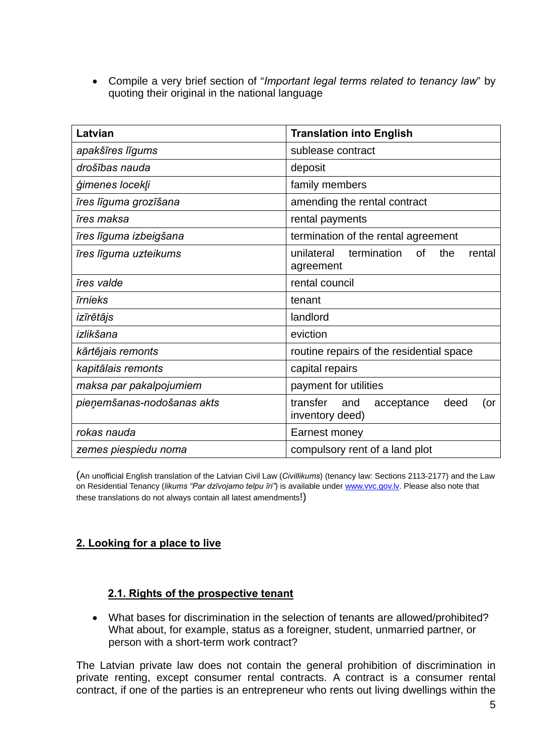- Compile a very brief section of "*Important legal terms related to tenancy law*" by quoting their original in the national language

| Latvian | Translation into English |
| --- | --- |
| *apakšīres līgums* | sublease contract |
| *drošības nauda* | deposit |
| *ģimenes locekļi* | family members |
| *īres līguma grozīšana* | amending the rental contract |
| *īres maksa* | rental payments |
| *īres līguma izbeigšana* | termination of the rental agreement |
| *īres līguma uzteikums* | unilateral termination of the rental agreement |
| *īres valde* | rental council |
| *īrnieks* | tenant |
| *izīrētājs* | landlord |
| *izlikšana* | eviction |
| *kārtējais remonts* | routine repairs of the residential space |
| *kapitālais remonts* | capital repairs |
| *maksa par pakalpojumiem* | payment for utilities |
| *pieņemšanas-nodošanas akts* | transfer and acceptance deed (or inventory deed) |
| *rokas nauda* | Earnest money |
| *zemes piespiedu noma* | compulsory rent of a land plot |

(An unofficial English translation of the Latvian Civil Law (*Civillikums*) (tenancy law: Sections 2113-2177) and the Law on Residential Tenancy (*likums "Par dzīvojamo telpu īri"*) is available under www.vvc.gov.lv. Please also note that these translations do not always contain all latest amendments!)

## 2. Looking for a place to live

### 2.1. Rights of the prospective tenant

- What bases for discrimination in the selection of tenants are allowed/prohibited? What about, for example, status as a foreigner, student, unmarried partner, or person with a short-term work contract?

The Latvian private law does not contain the general prohibition of discrimination in private renting, except consumer rental contracts. A contract is a consumer rental contract, if one of the parties is an entrepreneur who rents out living dwellings within the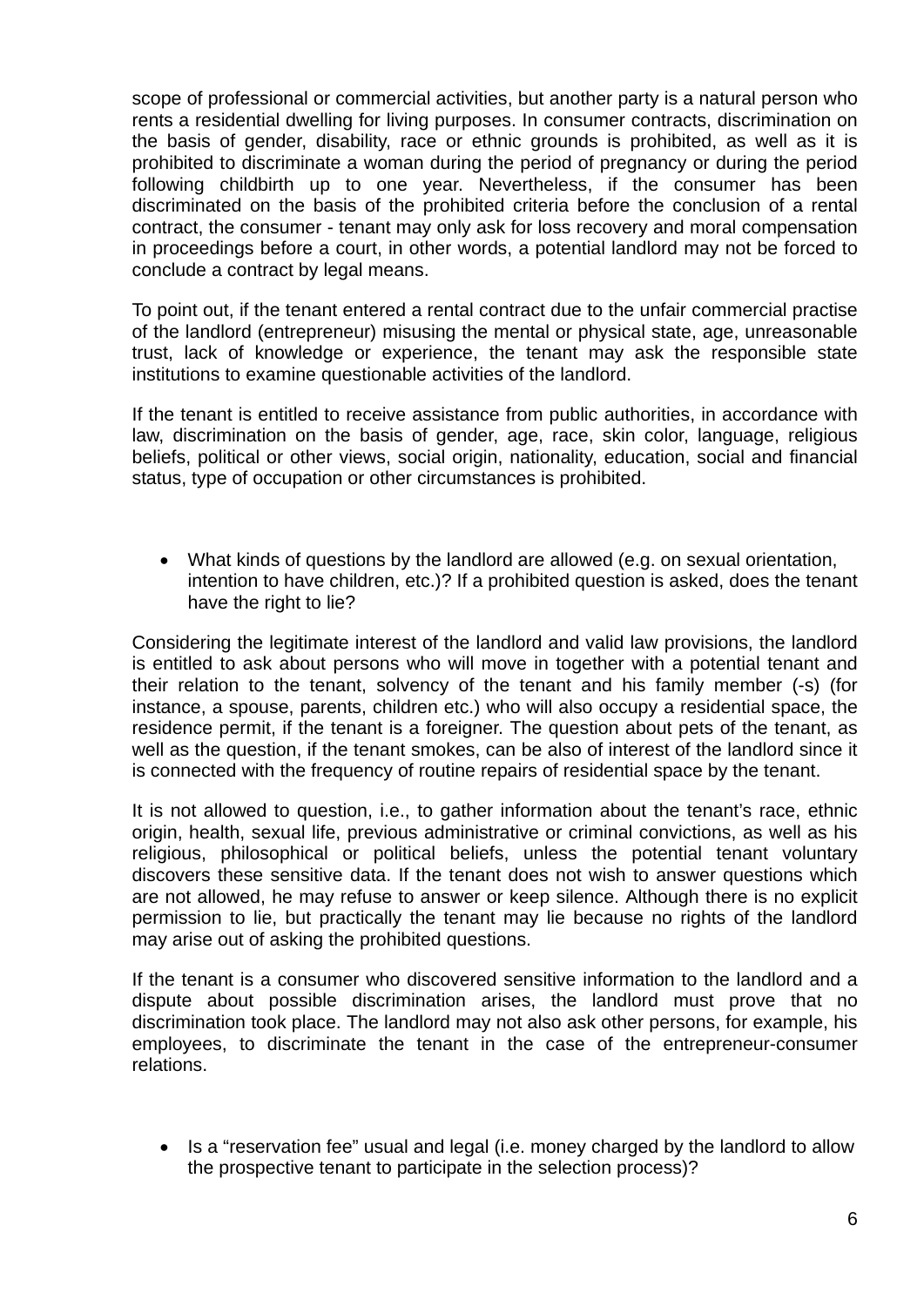scope of professional or commercial activities, but another party is a natural person who rents a residential dwelling for living purposes. In consumer contracts, discrimination on the basis of gender, disability, race or ethnic grounds is prohibited, as well as it is prohibited to discriminate a woman during the period of pregnancy or during the period following childbirth up to one year. Nevertheless, if the consumer has been discriminated on the basis of the prohibited criteria before the conclusion of a rental contract, the consumer - tenant may only ask for loss recovery and moral compensation in proceedings before a court, in other words, a potential landlord may not be forced to conclude a contract by legal means.

To point out, if the tenant entered a rental contract due to the unfair commercial practise of the landlord (entrepreneur) misusing the mental or physical state, age, unreasonable trust, lack of knowledge or experience, the tenant may ask the responsible state institutions to examine questionable activities of the landlord.

If the tenant is entitled to receive assistance from public authorities, in accordance with law, discrimination on the basis of gender, age, race, skin color, language, religious beliefs, political or other views, social origin, nationality, education, social and financial status, type of occupation or other circumstances is prohibited.

- What kinds of questions by the landlord are allowed (e.g. on sexual orientation, intention to have children, etc.)? If a prohibited question is asked, does the tenant have the right to lie?

Considering the legitimate interest of the landlord and valid law provisions, the landlord is entitled to ask about persons who will move in together with a potential tenant and their relation to the tenant, solvency of the tenant and his family member (-s) (for instance, a spouse, parents, children etc.) who will also occupy a residential space, the residence permit, if the tenant is a foreigner. The question about pets of the tenant, as well as the question, if the tenant smokes, can be also of interest of the landlord since it is connected with the frequency of routine repairs of residential space by the tenant.

It is not allowed to question, i.e., to gather information about the tenant's race, ethnic origin, health, sexual life, previous administrative or criminal convictions, as well as his religious, philosophical or political beliefs, unless the potential tenant voluntary discovers these sensitive data. If the tenant does not wish to answer questions which are not allowed, he may refuse to answer or keep silence. Although there is no explicit permission to lie, but practically the tenant may lie because no rights of the landlord may arise out of asking the prohibited questions.

If the tenant is a consumer who discovered sensitive information to the landlord and a dispute about possible discrimination arises, the landlord must prove that no discrimination took place. The landlord may not also ask other persons, for example, his employees, to discriminate the tenant in the case of the entrepreneur-consumer relations.

- Is a "reservation fee" usual and legal (i.e. money charged by the landlord to allow the prospective tenant to participate in the selection process)?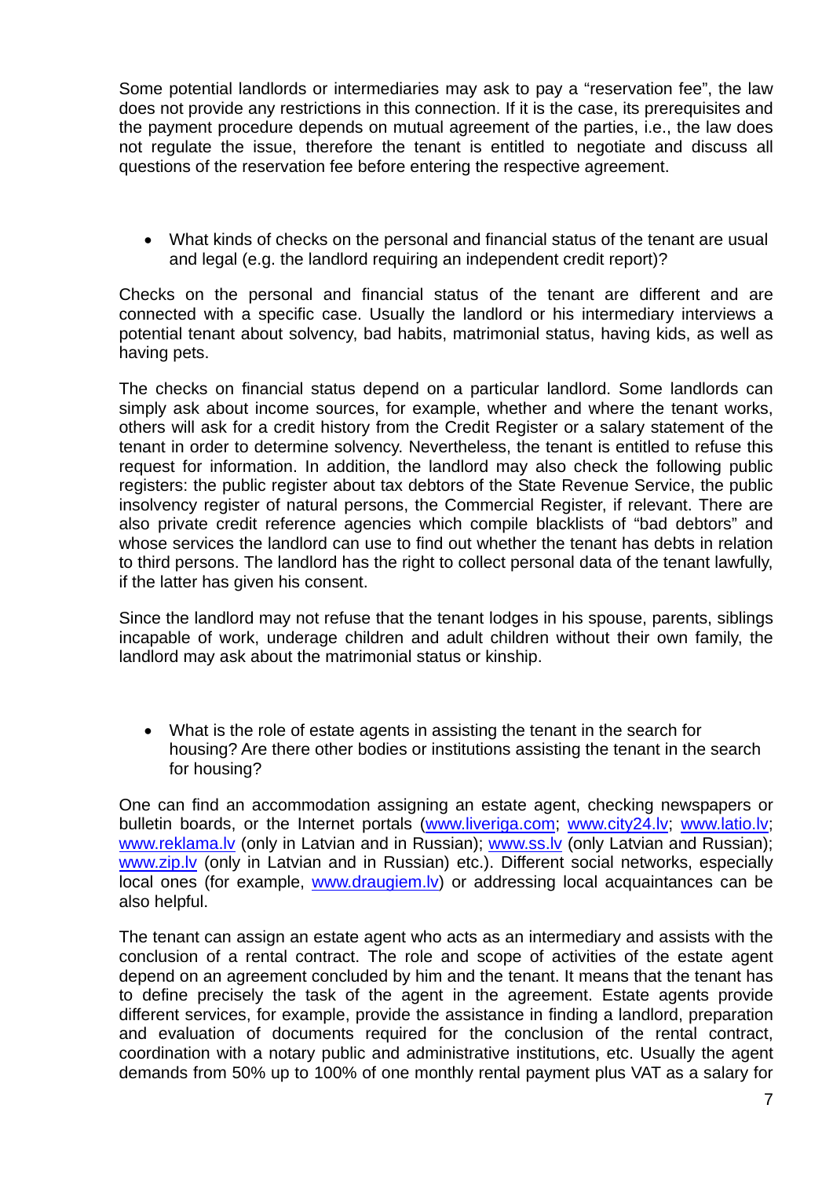Some potential landlords or intermediaries may ask to pay a "reservation fee", the law does not provide any restrictions in this connection. If it is the case, its prerequisites and the payment procedure depends on mutual agreement of the parties, i.e., the law does not regulate the issue, therefore the tenant is entitled to negotiate and discuss all questions of the reservation fee before entering the respective agreement.

- What kinds of checks on the personal and financial status of the tenant are usual and legal (e.g. the landlord requiring an independent credit report)?

Checks on the personal and financial status of the tenant are different and are connected with a specific case. Usually the landlord or his intermediary interviews a potential tenant about solvency, bad habits, matrimonial status, having kids, as well as having pets.

The checks on financial status depend on a particular landlord. Some landlords can simply ask about income sources, for example, whether and where the tenant works, others will ask for a credit history from the Credit Register or a salary statement of the tenant in order to determine solvency. Nevertheless, the tenant is entitled to refuse this request for information. In addition, the landlord may also check the following public registers: the public register about tax debtors of the State Revenue Service, the public insolvency register of natural persons, the Commercial Register, if relevant. There are also private credit reference agencies which compile blacklists of "bad debtors" and whose services the landlord can use to find out whether the tenant has debts in relation to third persons. The landlord has the right to collect personal data of the tenant lawfully, if the latter has given his consent.

Since the landlord may not refuse that the tenant lodges in his spouse, parents, siblings incapable of work, underage children and adult children without their own family, the landlord may ask about the matrimonial status or kinship.

- What is the role of estate agents in assisting the tenant in the search for housing? Are there other bodies or institutions assisting the tenant in the search for housing?

One can find an accommodation assigning an estate agent, checking newspapers or bulletin boards, or the Internet portals ([www.liveriga.com](http://www.liveriga.com); [www.city24.lv](http://www.city24.lv); [www.latio.lv](http://www.latio.lv); [www.reklama.lv](http://www.reklama.lv) (only in Latvian and in Russian); [www.ss.lv](http://www.ss.lv) (only Latvian and Russian); [www.zip.lv](http://www.zip.lv) (only in Latvian and in Russian) etc.). Different social networks, especially local ones (for example, [www.draugiem.lv](http://www.draugiem.lv)) or addressing local acquaintances can be also helpful.

The tenant can assign an estate agent who acts as an intermediary and assists with the conclusion of a rental contract. The role and scope of activities of the estate agent depend on an agreement concluded by him and the tenant. It means that the tenant has to define precisely the task of the agent in the agreement. Estate agents provide different services, for example, provide the assistance in finding a landlord, preparation and evaluation of documents required for the conclusion of the rental contract, coordination with a notary public and administrative institutions, etc. Usually the agent demands from 50% up to 100% of one monthly rental payment plus VAT as a salary for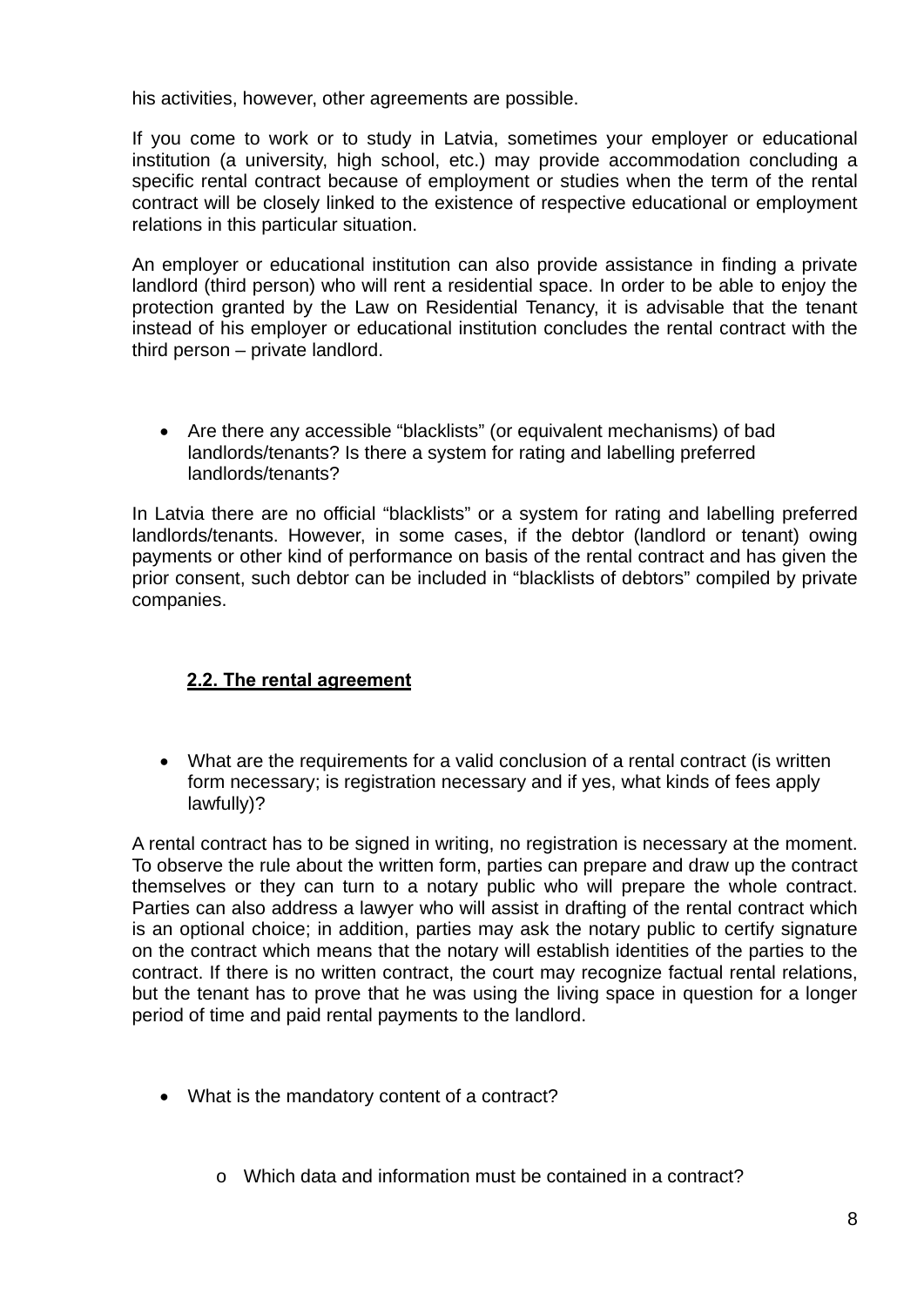his activities, however, other agreements are possible.

If you come to work or to study in Latvia, sometimes your employer or educational institution (a university, high school, etc.) may provide accommodation concluding a specific rental contract because of employment or studies when the term of the rental contract will be closely linked to the existence of respective educational or employment relations in this particular situation.

An employer or educational institution can also provide assistance in finding a private landlord (third person) who will rent a residential space. In order to be able to enjoy the protection granted by the Law on Residential Tenancy, it is advisable that the tenant instead of his employer or educational institution concludes the rental contract with the third person – private landlord.

- Are there any accessible "blacklists" (or equivalent mechanisms) of bad landlords/tenants? Is there a system for rating and labelling preferred landlords/tenants?

In Latvia there are no official "blacklists" or a system for rating and labelling preferred landlords/tenants. However, in some cases, if the debtor (landlord or tenant) owing payments or other kind of performance on basis of the rental contract and has given the prior consent, such debtor can be included in "blacklists of debtors" compiled by private companies.

## 2.2. The rental agreement

- What are the requirements for a valid conclusion of a rental contract (is written form necessary; is registration necessary and if yes, what kinds of fees apply lawfully)?

A rental contract has to be signed in writing, no registration is necessary at the moment. To observe the rule about the written form, parties can prepare and draw up the contract themselves or they can turn to a notary public who will prepare the whole contract. Parties can also address a lawyer who will assist in drafting of the rental contract which is an optional choice; in addition, parties may ask the notary public to certify signature on the contract which means that the notary will establish identities of the parties to the contract. If there is no written contract, the court may recognize factual rental relations, but the tenant has to prove that he was using the living space in question for a longer period of time and paid rental payments to the landlord.

- What is the mandatory content of a contract?
  - Which data and information must be contained in a contract?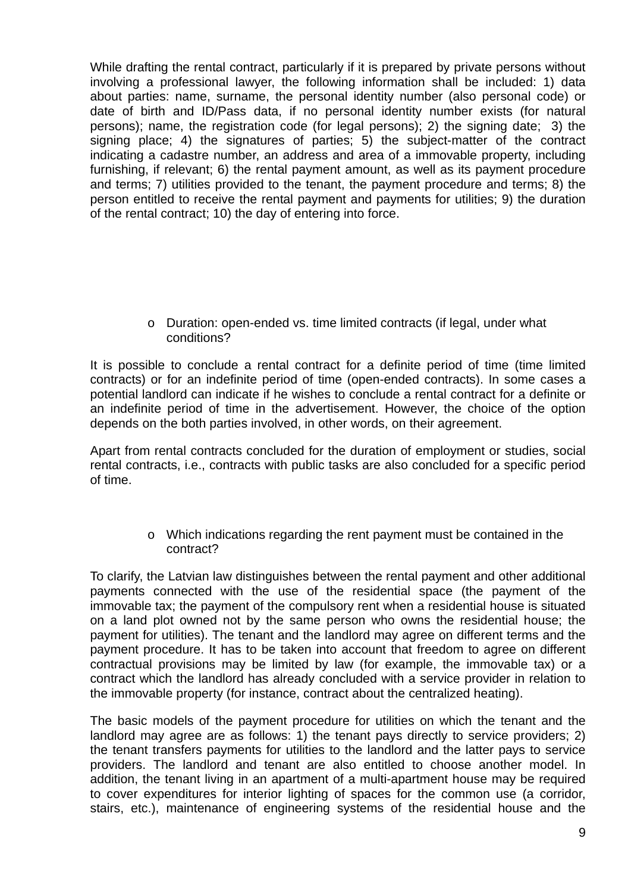While drafting the rental contract, particularly if it is prepared by private persons without involving a professional lawyer, the following information shall be included: 1) data about parties: name, surname, the personal identity number (also personal code) or date of birth and ID/Pass data, if no personal identity number exists (for natural persons); name, the registration code (for legal persons); 2) the signing date; 3) the signing place; 4) the signatures of parties; 5) the subject-matter of the contract indicating a cadastre number, an address and area of a immovable property, including furnishing, if relevant; 6) the rental payment amount, as well as its payment procedure and terms; 7) utilities provided to the tenant, the payment procedure and terms; 8) the person entitled to receive the rental payment and payments for utilities; 9) the duration of the rental contract; 10) the day of entering into force.

- Duration: open-ended vs. time limited contracts (if legal, under what conditions?

It is possible to conclude a rental contract for a definite period of time (time limited contracts) or for an indefinite period of time (open-ended contracts). In some cases a potential landlord can indicate if he wishes to conclude a rental contract for a definite or an indefinite period of time in the advertisement. However, the choice of the option depends on the both parties involved, in other words, on their agreement.

Apart from rental contracts concluded for the duration of employment or studies, social rental contracts, i.e., contracts with public tasks are also concluded for a specific period of time.

- Which indications regarding the rent payment must be contained in the contract?

To clarify, the Latvian law distinguishes between the rental payment and other additional payments connected with the use of the residential space (the payment of the immovable tax; the payment of the compulsory rent when a residential house is situated on a land plot owned not by the same person who owns the residential house; the payment for utilities). The tenant and the landlord may agree on different terms and the payment procedure. It has to be taken into account that freedom to agree on different contractual provisions may be limited by law (for example, the immovable tax) or a contract which the landlord has already concluded with a service provider in relation to the immovable property (for instance, contract about the centralized heating).

The basic models of the payment procedure for utilities on which the tenant and the landlord may agree are as follows: 1) the tenant pays directly to service providers; 2) the tenant transfers payments for utilities to the landlord and the latter pays to service providers. The landlord and tenant are also entitled to choose another model. In addition, the tenant living in an apartment of a multi-apartment house may be required to cover expenditures for interior lighting of spaces for the common use (a corridor, stairs, etc.), maintenance of engineering systems of the residential house and the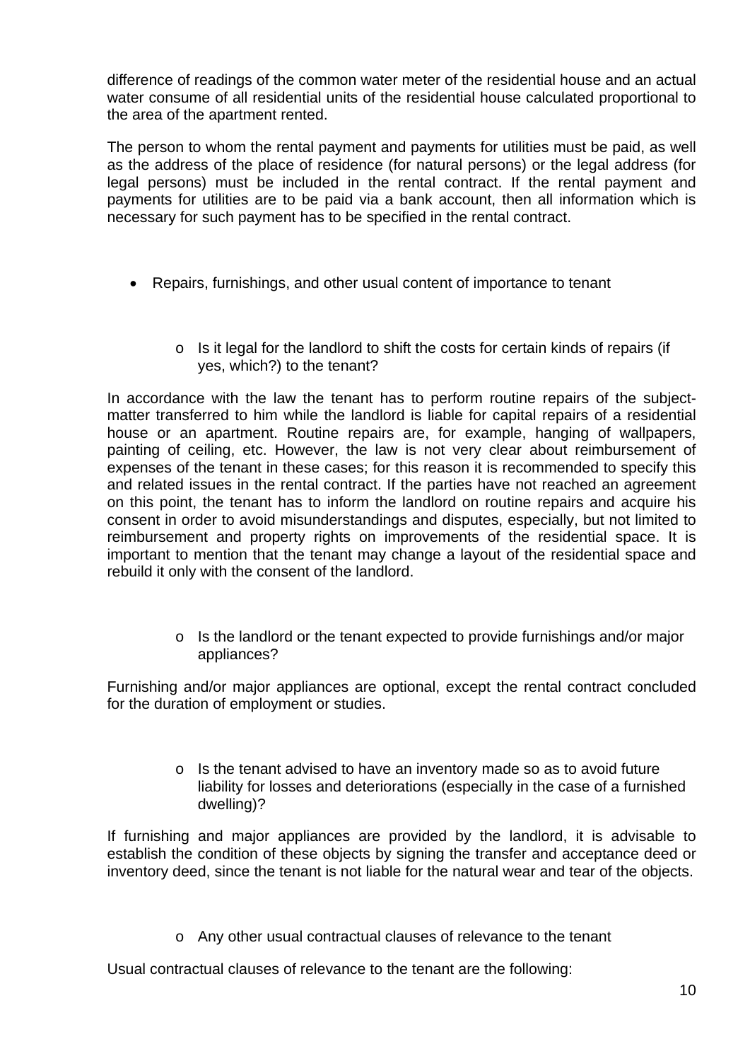difference of readings of the common water meter of the residential house and an actual water consume of all residential units of the residential house calculated proportional to the area of the apartment rented.

The person to whom the rental payment and payments for utilities must be paid, as well as the address of the place of residence (for natural persons) or the legal address (for legal persons) must be included in the rental contract. If the rental payment and payments for utilities are to be paid via a bank account, then all information which is necessary for such payment has to be specified in the rental contract.

- Repairs, furnishings, and other usual content of importance to tenant
  - Is it legal for the landlord to shift the costs for certain kinds of repairs (if yes, which?) to the tenant?

In accordance with the law the tenant has to perform routine repairs of the subject-matter transferred to him while the landlord is liable for capital repairs of a residential house or an apartment. Routine repairs are, for example, hanging of wallpapers, painting of ceiling, etc. However, the law is not very clear about reimbursement of expenses of the tenant in these cases; for this reason it is recommended to specify this and related issues in the rental contract. If the parties have not reached an agreement on this point, the tenant has to inform the landlord on routine repairs and acquire his consent in order to avoid misunderstandings and disputes, especially, but not limited to reimbursement and property rights on improvements of the residential space. It is important to mention that the tenant may change a layout of the residential space and rebuild it only with the consent of the landlord.

  - Is the landlord or the tenant expected to provide furnishings and/or major appliances?

Furnishing and/or major appliances are optional, except the rental contract concluded for the duration of employment or studies.

  - Is the tenant advised to have an inventory made so as to avoid future liability for losses and deteriorations (especially in the case of a furnished dwelling)?

If furnishing and major appliances are provided by the landlord, it is advisable to establish the condition of these objects by signing the transfer and acceptance deed or inventory deed, since the tenant is not liable for the natural wear and tear of the objects.

  - Any other usual contractual clauses of relevance to the tenant

Usual contractual clauses of relevance to the tenant are the following: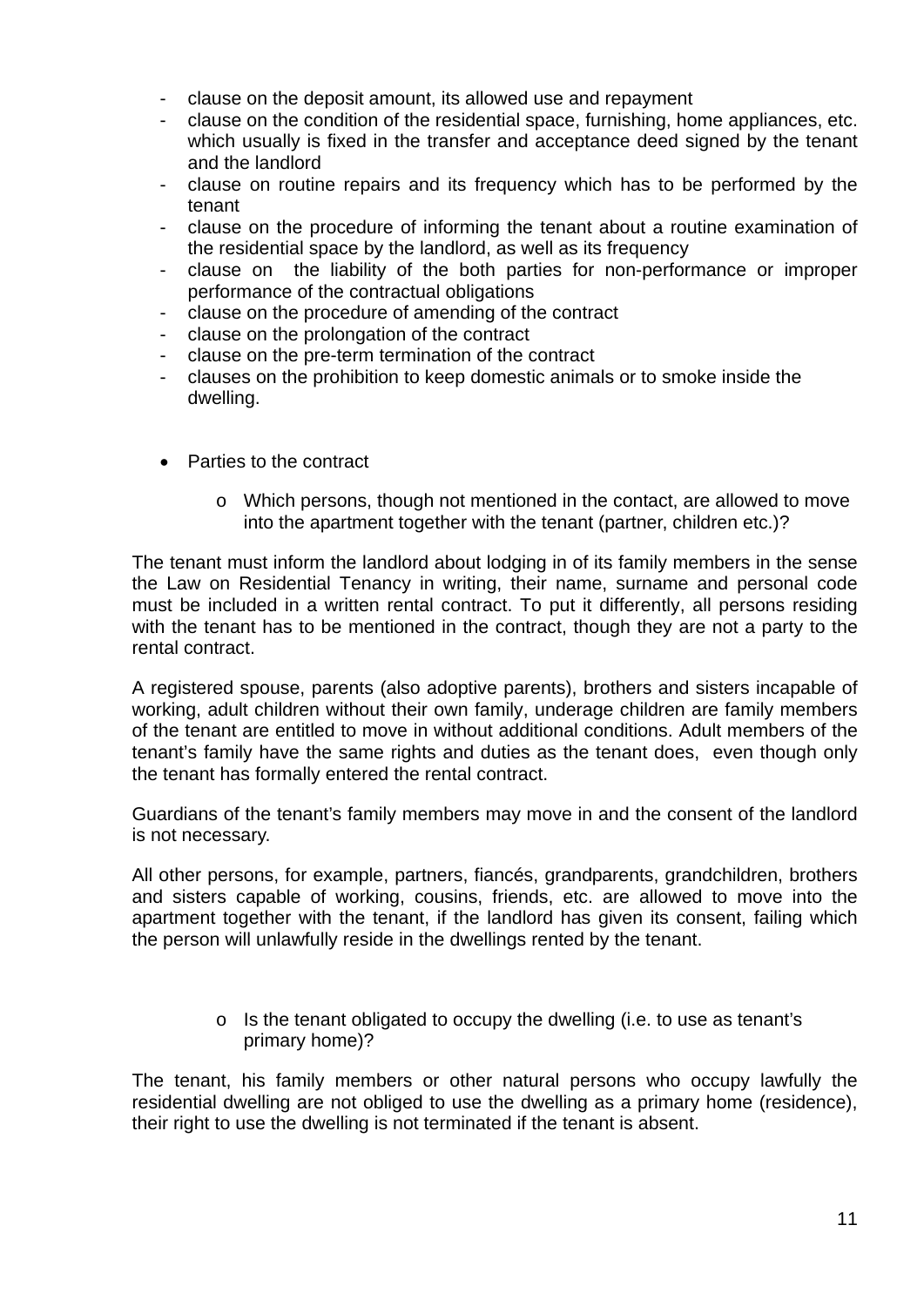- clause on the deposit amount, its allowed use and repayment
- clause on the condition of the residential space, furnishing, home appliances, etc. which usually is fixed in the transfer and acceptance deed signed by the tenant and the landlord
- clause on routine repairs and its frequency which has to be performed by the tenant
- clause on the procedure of informing the tenant about a routine examination of the residential space by the landlord, as well as its frequency
- clause on the liability of the both parties for non-performance or improper performance of the contractual obligations
- clause on the procedure of amending of the contract
- clause on the prolongation of the contract
- clause on the pre-term termination of the contract
- clauses on the prohibition to keep domestic animals or to smoke inside the dwelling.

- Parties to the contract
    - Which persons, though not mentioned in the contact, are allowed to move into the apartment together with the tenant (partner, children etc.)?

The tenant must inform the landlord about lodging in of its family members in the sense the Law on Residential Tenancy in writing, their name, surname and personal code must be included in a written rental contract. To put it differently, all persons residing with the tenant has to be mentioned in the contract, though they are not a party to the rental contract.

A registered spouse, parents (also adoptive parents), brothers and sisters incapable of working, adult children without their own family, underage children are family members of the tenant are entitled to move in without additional conditions. Adult members of the tenant's family have the same rights and duties as the tenant does, even though only the tenant has formally entered the rental contract.

Guardians of the tenant's family members may move in and the consent of the landlord is not necessary.

All other persons, for example, partners, fiancés, grandparents, grandchildren, brothers and sisters capable of working, cousins, friends, etc. are allowed to move into the apartment together with the tenant, if the landlord has given its consent, failing which the person will unlawfully reside in the dwellings rented by the tenant.

- Is the tenant obligated to occupy the dwelling (i.e. to use as tenant's primary home)?

The tenant, his family members or other natural persons who occupy lawfully the residential dwelling are not obliged to use the dwelling as a primary home (residence), their right to use the dwelling is not terminated if the tenant is absent.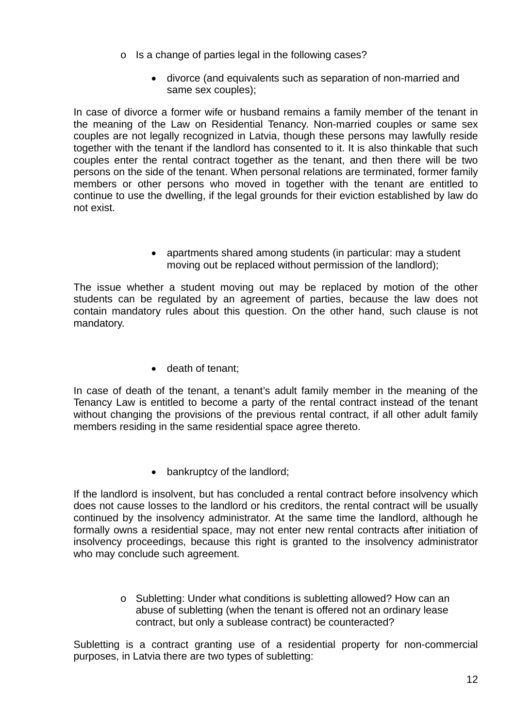- Is a change of parties legal in the following cases?

    - divorce (and equivalents such as separation of non-married and same sex couples);

In case of divorce a former wife or husband remains a family member of the tenant in the meaning of the Law on Residential Tenancy. Non-married couples or same sex couples are not legally recognized in Latvia, though these persons may lawfully reside together with the tenant if the landlord has consented to it. It is also thinkable that such couples enter the rental contract together as the tenant, and then there will be two persons on the side of the tenant. When personal relations are terminated, former family members or other persons who moved in together with the tenant are entitled to continue to use the dwelling, if the legal grounds for their eviction established by law do not exist.

- apartments shared among students (in particular: may a student moving out be replaced without permission of the landlord);

The issue whether a student moving out may be replaced by motion of the other students can be regulated by an agreement of parties, because the law does not contain mandatory rules about this question. On the other hand, such clause is not mandatory.

- death of tenant;

In case of death of the tenant, a tenant's adult family member in the meaning of the Tenancy Law is entitled to become a party of the rental contract instead of the tenant without changing the provisions of the previous rental contract, if all other adult family members residing in the same residential space agree thereto.

- bankruptcy of the landlord;

If the landlord is insolvent, but has concluded a rental contract before insolvency which does not cause losses to the landlord or his creditors, the rental contract will be usually continued by the insolvency administrator. At the same time the landlord, although he formally owns a residential space, may not enter new rental contracts after initiation of insolvency proceedings, because this right is granted to the insolvency administrator who may conclude such agreement.

- Subletting: Under what conditions is subletting allowed? How can an abuse of subletting (when the tenant is offered not an ordinary lease contract, but only a sublease contract) be counteracted?

Subletting is a contract granting use of a residential property for non-commercial purposes, in Latvia there are two types of subletting: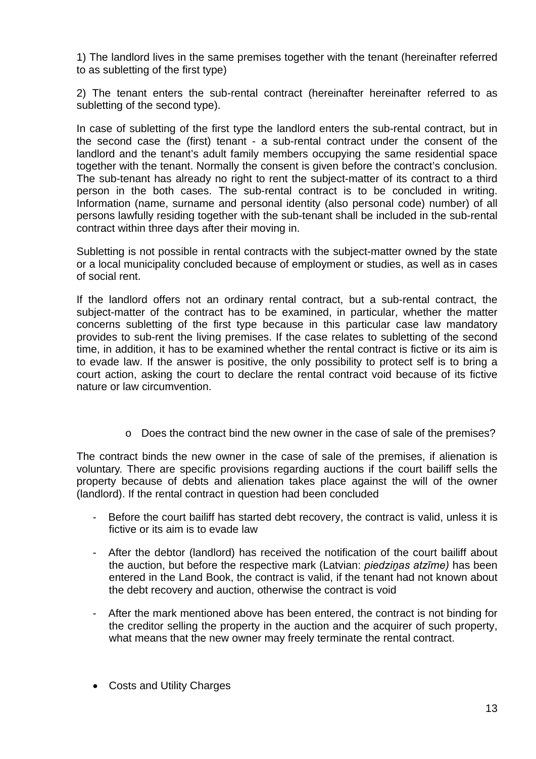1) The landlord lives in the same premises together with the tenant (hereinafter referred to as subletting of the first type)

2) The tenant enters the sub-rental contract (hereinafter hereinafter referred to as subletting of the second type).

In case of subletting of the first type the landlord enters the sub-rental contract, but in the second case the (first) tenant - a sub-rental contract under the consent of the landlord and the tenant's adult family members occupying the same residential space together with the tenant. Normally the consent is given before the contract's conclusion. The sub-tenant has already no right to rent the subject-matter of its contract to a third person in the both cases. The sub-rental contract is to be concluded in writing. Information (name, surname and personal identity (also personal code) number) of all persons lawfully residing together with the sub-tenant shall be included in the sub-rental contract within three days after their moving in.

Subletting is not possible in rental contracts with the subject-matter owned by the state or a local municipality concluded because of employment or studies, as well as in cases of social rent.

If the landlord offers not an ordinary rental contract, but a sub-rental contract, the subject-matter of the contract has to be examined, in particular, whether the matter concerns subletting of the first type because in this particular case law mandatory provides to sub-rent the living premises. If the case relates to subletting of the second time, in addition, it has to be examined whether the rental contract is fictive or its aim is to evade law. If the answer is positive, the only possibility to protect self is to bring a court action, asking the court to declare the rental contract void because of its fictive nature or law circumvention.

- Does the contract bind the new owner in the case of sale of the premises?

The contract binds the new owner in the case of sale of the premises, if alienation is voluntary. There are specific provisions regarding auctions if the court bailiff sells the property because of debts and alienation takes place against the will of the owner (landlord). If the rental contract in question had been concluded

- Before the court bailiff has started debt recovery, the contract is valid, unless it is fictive or its aim is to evade law
- After the debtor (landlord) has received the notification of the court bailiff about the auction, but before the respective mark (Latvian: *piedziņas atzīme)* has been entered in the Land Book, the contract is valid, if the tenant had not known about the debt recovery and auction, otherwise the contract is void
- After the mark mentioned above has been entered, the contract is not binding for the creditor selling the property in the auction and the acquirer of such property, what means that the new owner may freely terminate the rental contract.

- Costs and Utility Charges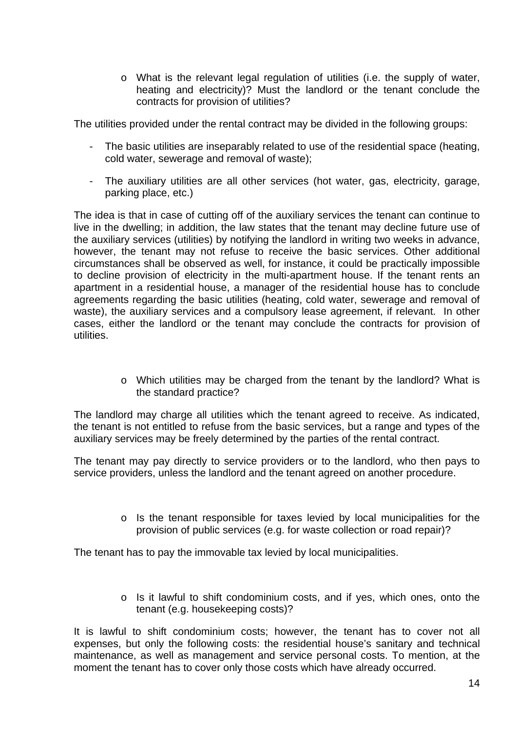- What is the relevant legal regulation of utilities (i.e. the supply of water, heating and electricity)? Must the landlord or the tenant conclude the contracts for provision of utilities?

The utilities provided under the rental contract may be divided in the following groups:

- The basic utilities are inseparably related to use of the residential space (heating, cold water, sewerage and removal of waste);
- The auxiliary utilities are all other services (hot water, gas, electricity, garage, parking place, etc.)

The idea is that in case of cutting off of the auxiliary services the tenant can continue to live in the dwelling; in addition, the law states that the tenant may decline future use of the auxiliary services (utilities) by notifying the landlord in writing two weeks in advance, however, the tenant may not refuse to receive the basic services. Other additional circumstances shall be observed as well, for instance, it could be practically impossible to decline provision of electricity in the multi-apartment house. If the tenant rents an apartment in a residential house, a manager of the residential house has to conclude agreements regarding the basic utilities (heating, cold water, sewerage and removal of waste), the auxiliary services and a compulsory lease agreement, if relevant. In other cases, either the landlord or the tenant may conclude the contracts for provision of utilities.

- Which utilities may be charged from the tenant by the landlord? What is the standard practice?

The landlord may charge all utilities which the tenant agreed to receive. As indicated, the tenant is not entitled to refuse from the basic services, but a range and types of the auxiliary services may be freely determined by the parties of the rental contract.

The tenant may pay directly to service providers or to the landlord, who then pays to service providers, unless the landlord and the tenant agreed on another procedure.

- Is the tenant responsible for taxes levied by local municipalities for the provision of public services (e.g. for waste collection or road repair)?

The tenant has to pay the immovable tax levied by local municipalities.

- Is it lawful to shift condominium costs, and if yes, which ones, onto the tenant (e.g. housekeeping costs)?

It is lawful to shift condominium costs; however, the tenant has to cover not all expenses, but only the following costs: the residential house's sanitary and technical maintenance, as well as management and service personal costs. To mention, at the moment the tenant has to cover only those costs which have already occurred.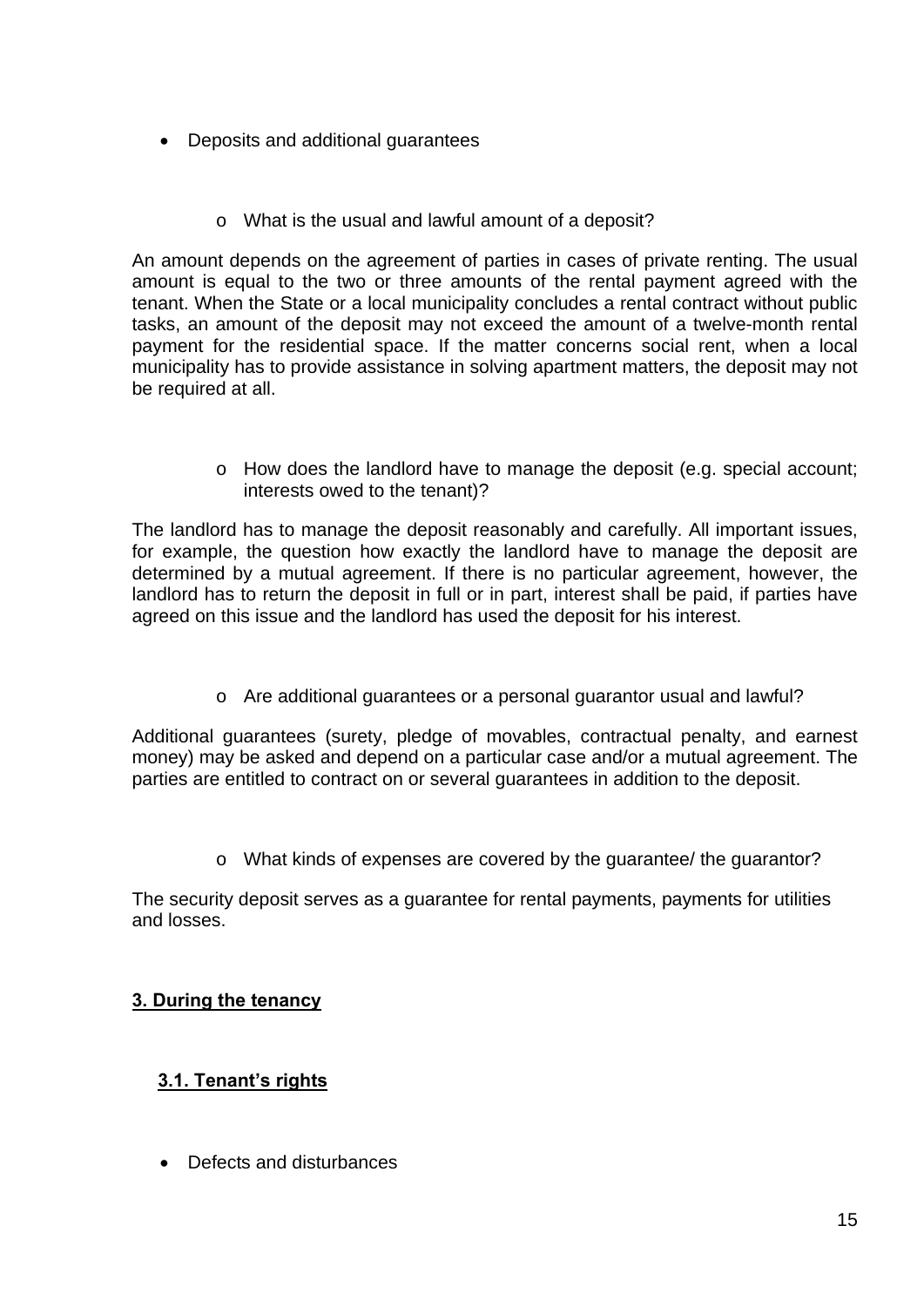- Deposits and additional guarantees

    - What is the usual and lawful amount of a deposit?

An amount depends on the agreement of parties in cases of private renting. The usual amount is equal to the two or three amounts of the rental payment agreed with the tenant. When the State or a local municipality concludes a rental contract without public tasks, an amount of the deposit may not exceed the amount of a twelve-month rental payment for the residential space. If the matter concerns social rent, when a local municipality has to provide assistance in solving apartment matters, the deposit may not be required at all.

    - How does the landlord have to manage the deposit (e.g. special account; interests owed to the tenant)?

The landlord has to manage the deposit reasonably and carefully. All important issues, for example, the question how exactly the landlord have to manage the deposit are determined by a mutual agreement. If there is no particular agreement, however, the landlord has to return the deposit in full or in part, interest shall be paid, if parties have agreed on this issue and the landlord has used the deposit for his interest.

    - Are additional guarantees or a personal guarantor usual and lawful?

Additional guarantees (surety, pledge of movables, contractual penalty, and earnest money) may be asked and depend on a particular case and/or a mutual agreement. The parties are entitled to contract on or several guarantees in addition to the deposit.

    - What kinds of expenses are covered by the guarantee/ the guarantor?

The security deposit serves as a guarantee for rental payments, payments for utilities and losses.

## 3. During the tenancy

### 3.1. Tenant's rights

- Defects and disturbances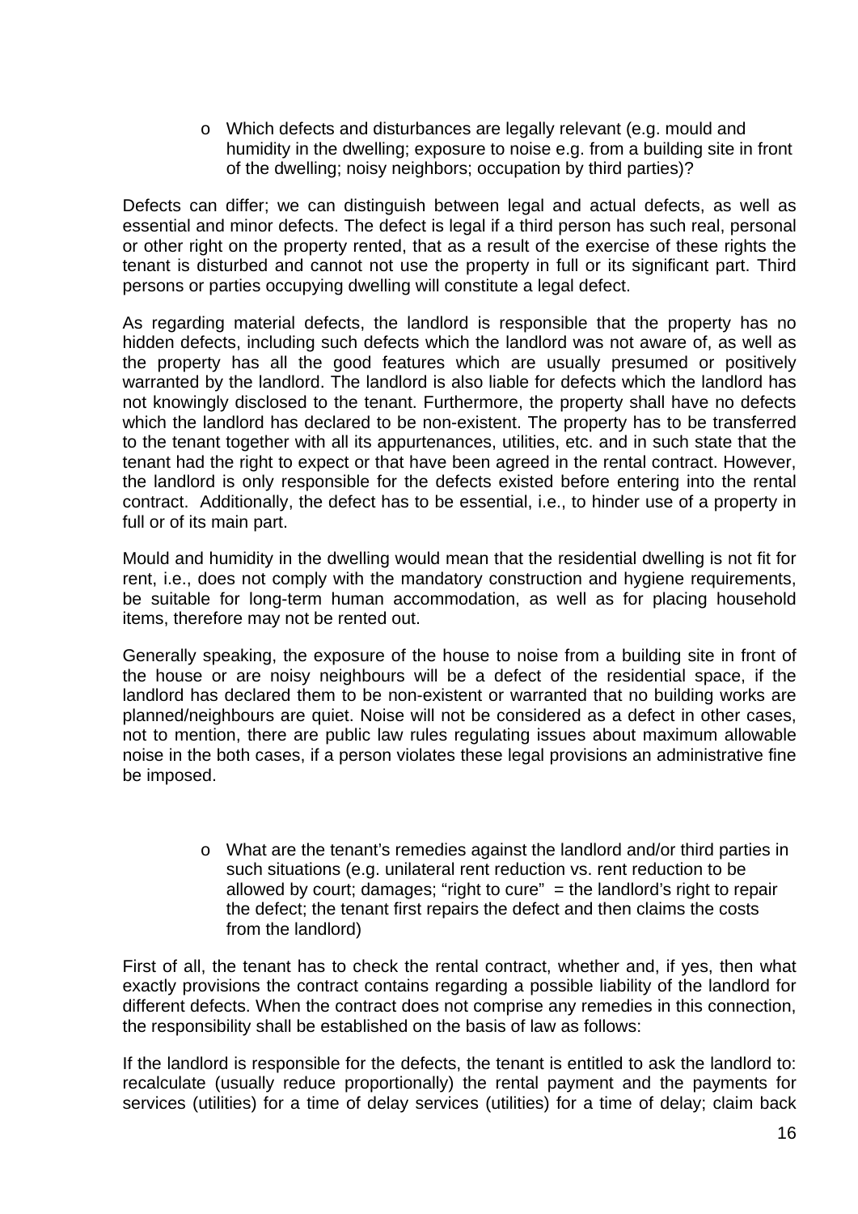- Which defects and disturbances are legally relevant (e.g. mould and humidity in the dwelling; exposure to noise e.g. from a building site in front of the dwelling; noisy neighbors; occupation by third parties)?

Defects can differ; we can distinguish between legal and actual defects, as well as essential and minor defects. The defect is legal if a third person has such real, personal or other right on the property rented, that as a result of the exercise of these rights the tenant is disturbed and cannot not use the property in full or its significant part. Third persons or parties occupying dwelling will constitute a legal defect.

As regarding material defects, the landlord is responsible that the property has no hidden defects, including such defects which the landlord was not aware of, as well as the property has all the good features which are usually presumed or positively warranted by the landlord. The landlord is also liable for defects which the landlord has not knowingly disclosed to the tenant. Furthermore, the property shall have no defects which the landlord has declared to be non-existent. The property has to be transferred to the tenant together with all its appurtenances, utilities, etc. and in such state that the tenant had the right to expect or that have been agreed in the rental contract. However, the landlord is only responsible for the defects existed before entering into the rental contract. Additionally, the defect has to be essential, i.e., to hinder use of a property in full or of its main part.

Mould and humidity in the dwelling would mean that the residential dwelling is not fit for rent, i.e., does not comply with the mandatory construction and hygiene requirements, be suitable for long-term human accommodation, as well as for placing household items, therefore may not be rented out.

Generally speaking, the exposure of the house to noise from a building site in front of the house or are noisy neighbours will be a defect of the residential space, if the landlord has declared them to be non-existent or warranted that no building works are planned/neighbours are quiet. Noise will not be considered as a defect in other cases, not to mention, there are public law rules regulating issues about maximum allowable noise in the both cases, if a person violates these legal provisions an administrative fine be imposed.

- What are the tenant's remedies against the landlord and/or third parties in such situations (e.g. unilateral rent reduction vs. rent reduction to be allowed by court; damages; "right to cure" = the landlord's right to repair the defect; the tenant first repairs the defect and then claims the costs from the landlord)

First of all, the tenant has to check the rental contract, whether and, if yes, then what exactly provisions the contract contains regarding a possible liability of the landlord for different defects. When the contract does not comprise any remedies in this connection, the responsibility shall be established on the basis of law as follows:

If the landlord is responsible for the defects, the tenant is entitled to ask the landlord to: recalculate (usually reduce proportionally) the rental payment and the payments for services (utilities) for a time of delay services (utilities) for a time of delay; claim back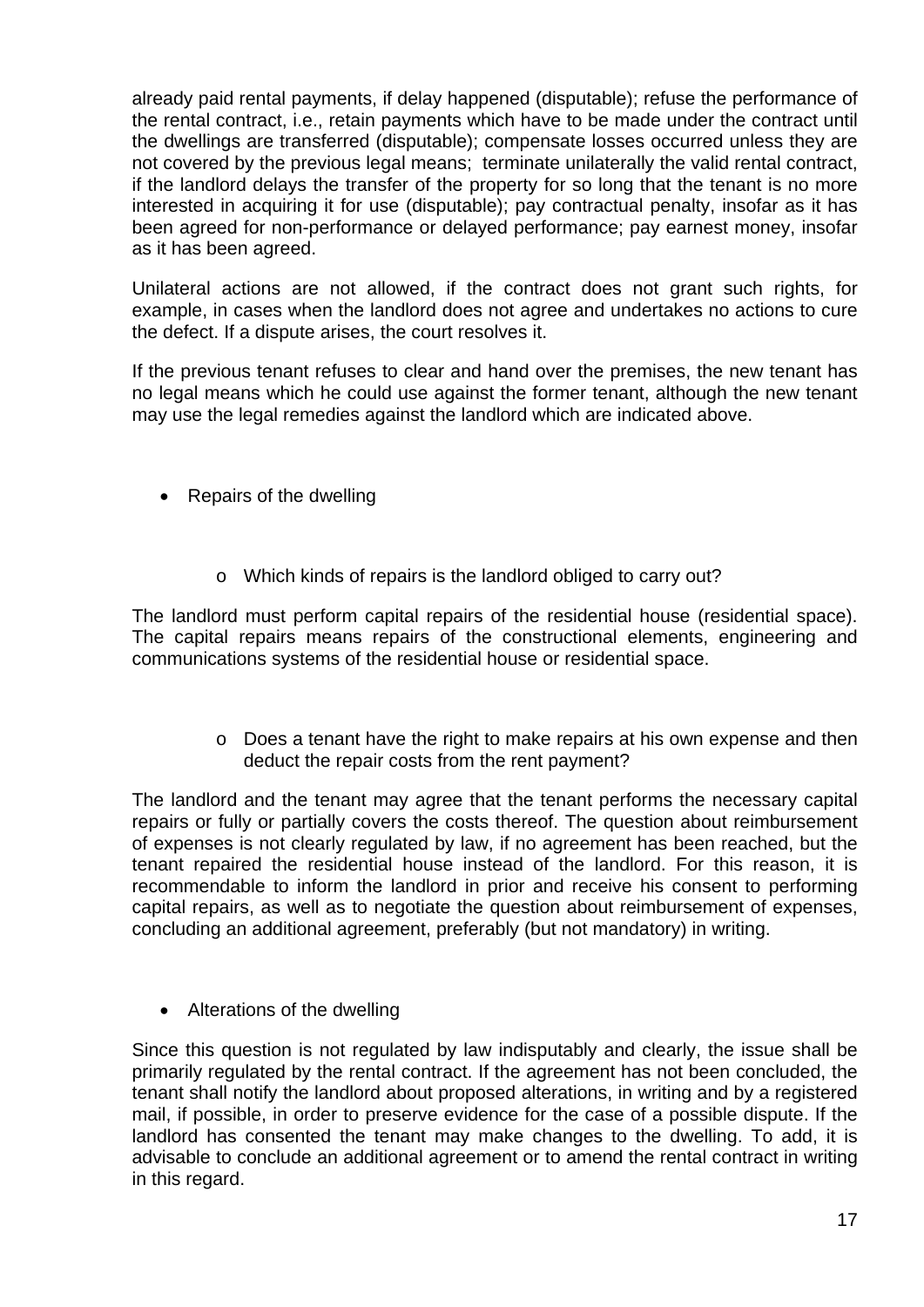already paid rental payments, if delay happened (disputable); refuse the performance of the rental contract, i.e., retain payments which have to be made under the contract until the dwellings are transferred (disputable); compensate losses occurred unless they are not covered by the previous legal means; terminate unilaterally the valid rental contract, if the landlord delays the transfer of the property for so long that the tenant is no more interested in acquiring it for use (disputable); pay contractual penalty, insofar as it has been agreed for non-performance or delayed performance; pay earnest money, insofar as it has been agreed.

Unilateral actions are not allowed, if the contract does not grant such rights, for example, in cases when the landlord does not agree and undertakes no actions to cure the defect. If a dispute arises, the court resolves it.

If the previous tenant refuses to clear and hand over the premises, the new tenant has no legal means which he could use against the former tenant, although the new tenant may use the legal remedies against the landlord which are indicated above.

- Repairs of the dwelling

  - Which kinds of repairs is the landlord obliged to carry out?

The landlord must perform capital repairs of the residential house (residential space). The capital repairs means repairs of the constructional elements, engineering and communications systems of the residential house or residential space.

  - Does a tenant have the right to make repairs at his own expense and then deduct the repair costs from the rent payment?

The landlord and the tenant may agree that the tenant performs the necessary capital repairs or fully or partially covers the costs thereof. The question about reimbursement of expenses is not clearly regulated by law, if no agreement has been reached, but the tenant repaired the residential house instead of the landlord. For this reason, it is recommendable to inform the landlord in prior and receive his consent to performing capital repairs, as well as to negotiate the question about reimbursement of expenses, concluding an additional agreement, preferably (but not mandatory) in writing.

- Alterations of the dwelling

Since this question is not regulated by law indisputably and clearly, the issue shall be primarily regulated by the rental contract. If the agreement has not been concluded, the tenant shall notify the landlord about proposed alterations, in writing and by a registered mail, if possible, in order to preserve evidence for the case of a possible dispute. If the landlord has consented the tenant may make changes to the dwelling. To add, it is advisable to conclude an additional agreement or to amend the rental contract in writing in this regard.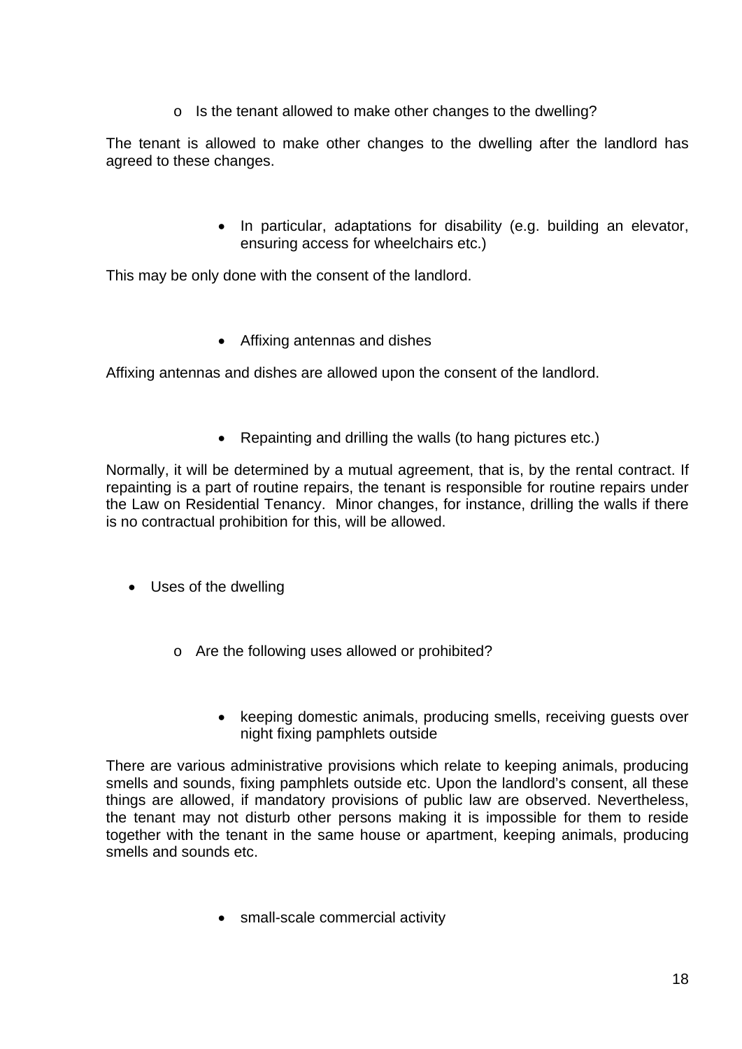- Is the tenant allowed to make other changes to the dwelling?

The tenant is allowed to make other changes to the dwelling after the landlord has agreed to these changes.

- In particular, adaptations for disability (e.g. building an elevator, ensuring access for wheelchairs etc.)

This may be only done with the consent of the landlord.

- Affixing antennas and dishes

Affixing antennas and dishes are allowed upon the consent of the landlord.

- Repainting and drilling the walls (to hang pictures etc.)

Normally, it will be determined by a mutual agreement, that is, by the rental contract. If repainting is a part of routine repairs, the tenant is responsible for routine repairs under the Law on Residential Tenancy. Minor changes, for instance, drilling the walls if there is no contractual prohibition for this, will be allowed.

- Uses of the dwelling

  - Are the following uses allowed or prohibited?

    - keeping domestic animals, producing smells, receiving guests over night fixing pamphlets outside

There are various administrative provisions which relate to keeping animals, producing smells and sounds, fixing pamphlets outside etc. Upon the landlord's consent, all these things are allowed, if mandatory provisions of public law are observed. Nevertheless, the tenant may not disturb other persons making it is impossible for them to reside together with the tenant in the same house or apartment, keeping animals, producing smells and sounds etc.

- small-scale commercial activity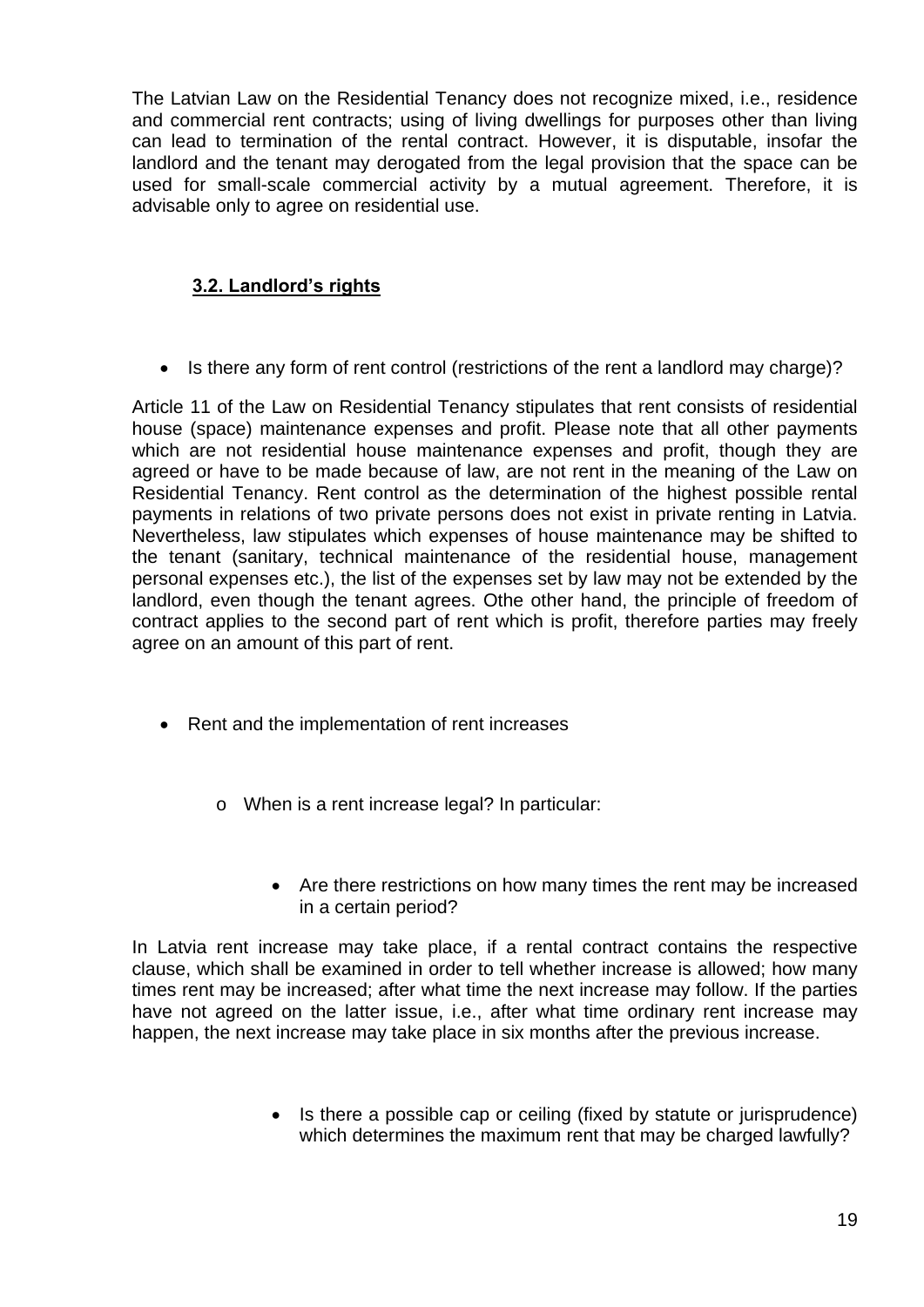The Latvian Law on the Residential Tenancy does not recognize mixed, i.e., residence and commercial rent contracts; using of living dwellings for purposes other than living can lead to termination of the rental contract. However, it is disputable, insofar the landlord and the tenant may derogated from the legal provision that the space can be used for small-scale commercial activity by a mutual agreement. Therefore, it is advisable only to agree on residential use.

### 3.2. Landlord's rights

- Is there any form of rent control (restrictions of the rent a landlord may charge)?

Article 11 of the Law on Residential Tenancy stipulates that rent consists of residential house (space) maintenance expenses and profit. Please note that all other payments which are not residential house maintenance expenses and profit, though they are agreed or have to be made because of law, are not rent in the meaning of the Law on Residential Tenancy. Rent control as the determination of the highest possible rental payments in relations of two private persons does not exist in private renting in Latvia. Nevertheless, law stipulates which expenses of house maintenance may be shifted to the tenant (sanitary, technical maintenance of the residential house, management personal expenses etc.), the list of the expenses set by law may not be extended by the landlord, even though the tenant agrees. Othe other hand, the principle of freedom of contract applies to the second part of rent which is profit, therefore parties may freely agree on an amount of this part of rent.

- Rent and the implementation of rent increases
  - When is a rent increase legal? In particular:
    - Are there restrictions on how many times the rent may be increased in a certain period?

In Latvia rent increase may take place, if a rental contract contains the respective clause, which shall be examined in order to tell whether increase is allowed; how many times rent may be increased; after what time the next increase may follow. If the parties have not agreed on the latter issue, i.e., after what time ordinary rent increase may happen, the next increase may take place in six months after the previous increase.

- Is there a possible cap or ceiling (fixed by statute or jurisprudence) which determines the maximum rent that may be charged lawfully?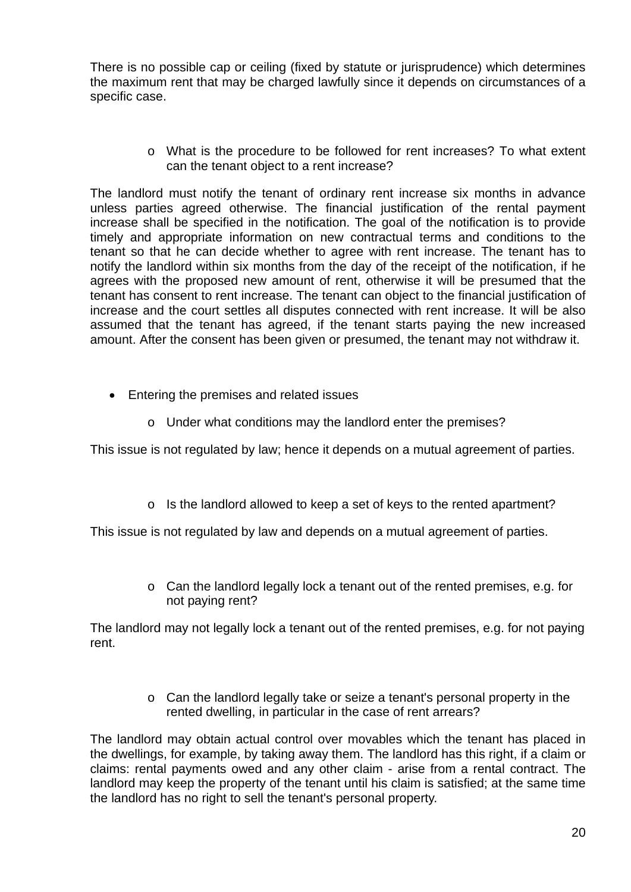There is no possible cap or ceiling (fixed by statute or jurisprudence) which determines the maximum rent that may be charged lawfully since it depends on circumstances of a specific case.

- What is the procedure to be followed for rent increases? To what extent can the tenant object to a rent increase?

The landlord must notify the tenant of ordinary rent increase six months in advance unless parties agreed otherwise. The financial justification of the rental payment increase shall be specified in the notification. The goal of the notification is to provide timely and appropriate information on new contractual terms and conditions to the tenant so that he can decide whether to agree with rent increase. The tenant has to notify the landlord within six months from the day of the receipt of the notification, if he agrees with the proposed new amount of rent, otherwise it will be presumed that the tenant has consent to rent increase. The tenant can object to the financial justification of increase and the court settles all disputes connected with rent increase. It will be also assumed that the tenant has agreed, if the tenant starts paying the new increased amount. After the consent has been given or presumed, the tenant may not withdraw it.

- Entering the premises and related issues
  - Under what conditions may the landlord enter the premises?

This issue is not regulated by law; hence it depends on a mutual agreement of parties.

- Is the landlord allowed to keep a set of keys to the rented apartment?

This issue is not regulated by law and depends on a mutual agreement of parties.

- Can the landlord legally lock a tenant out of the rented premises, e.g. for not paying rent?

The landlord may not legally lock a tenant out of the rented premises, e.g. for not paying rent.

- Can the landlord legally take or seize a tenant's personal property in the rented dwelling, in particular in the case of rent arrears?

The landlord may obtain actual control over movables which the tenant has placed in the dwellings, for example, by taking away them. The landlord has this right, if a claim or claims: rental payments owed and any other claim - arise from a rental contract. The landlord may keep the property of the tenant until his claim is satisfied; at the same time the landlord has no right to sell the tenant's personal property.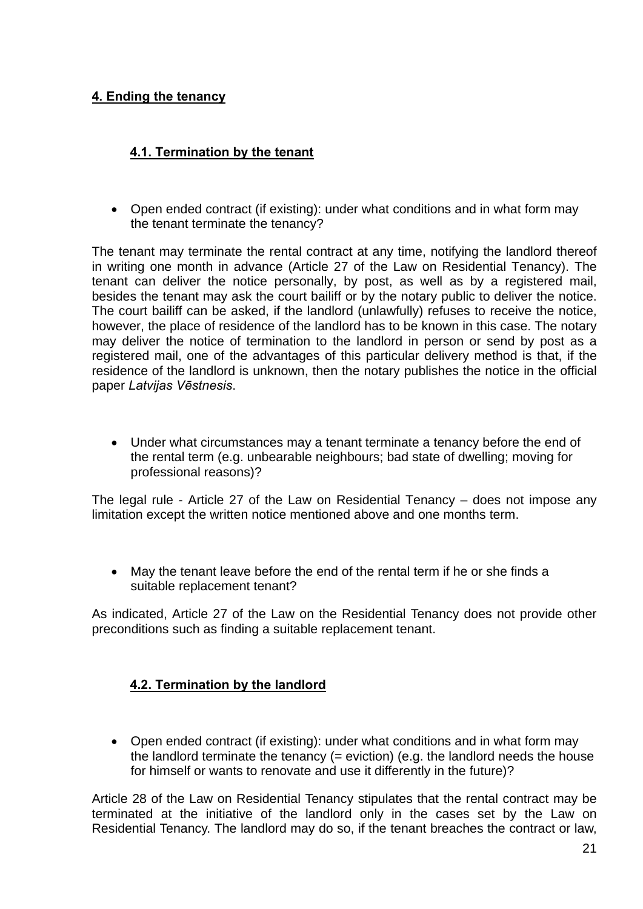## 4. Ending the tenancy

### 4.1. Termination by the tenant

- Open ended contract (if existing): under what conditions and in what form may the tenant terminate the tenancy?

The tenant may terminate the rental contract at any time, notifying the landlord thereof in writing one month in advance (Article 27 of the Law on Residential Tenancy). The tenant can deliver the notice personally, by post, as well as by a registered mail, besides the tenant may ask the court bailiff or by the notary public to deliver the notice. The court bailiff can be asked, if the landlord (unlawfully) refuses to receive the notice, however, the place of residence of the landlord has to be known in this case. The notary may deliver the notice of termination to the landlord in person or send by post as a registered mail, one of the advantages of this particular delivery method is that, if the residence of the landlord is unknown, then the notary publishes the notice in the official paper *Latvijas Vēstnesis*.

- Under what circumstances may a tenant terminate a tenancy before the end of the rental term (e.g. unbearable neighbours; bad state of dwelling; moving for professional reasons)?

The legal rule - Article 27 of the Law on Residential Tenancy – does not impose any limitation except the written notice mentioned above and one months term.

- May the tenant leave before the end of the rental term if he or she finds a suitable replacement tenant?

As indicated, Article 27 of the Law on the Residential Tenancy does not provide other preconditions such as finding a suitable replacement tenant.

### 4.2. Termination by the landlord

- Open ended contract (if existing): under what conditions and in what form may the landlord terminate the tenancy (= eviction) (e.g. the landlord needs the house for himself or wants to renovate and use it differently in the future)?

Article 28 of the Law on Residential Tenancy stipulates that the rental contract may be terminated at the initiative of the landlord only in the cases set by the Law on Residential Tenancy. The landlord may do so, if the tenant breaches the contract or law,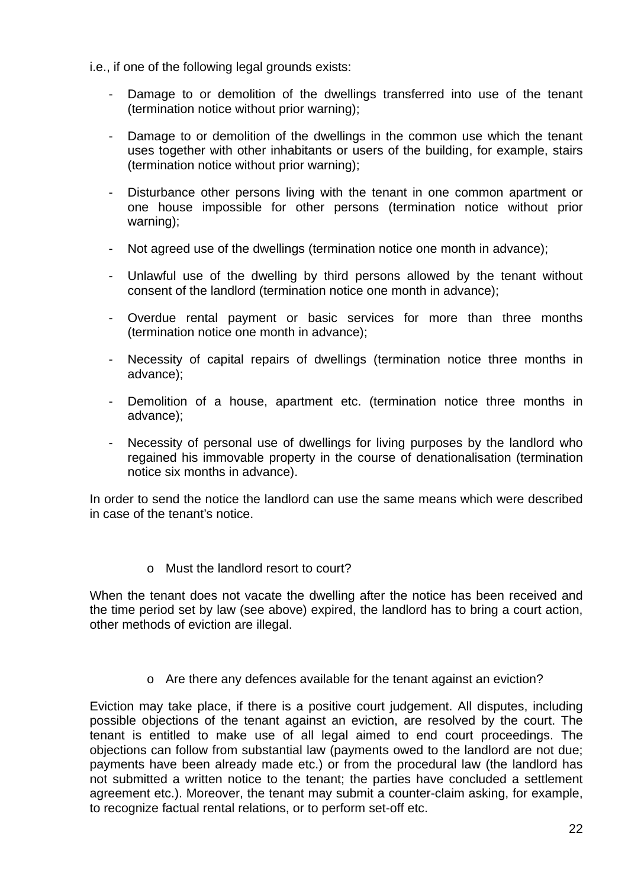i.e., if one of the following legal grounds exists:

- Damage to or demolition of the dwellings transferred into use of the tenant (termination notice without prior warning);
- Damage to or demolition of the dwellings in the common use which the tenant uses together with other inhabitants or users of the building, for example, stairs (termination notice without prior warning);
- Disturbance other persons living with the tenant in one common apartment or one house impossible for other persons (termination notice without prior warning);
- Not agreed use of the dwellings (termination notice one month in advance);
- Unlawful use of the dwelling by third persons allowed by the tenant without consent of the landlord (termination notice one month in advance);
- Overdue rental payment or basic services for more than three months (termination notice one month in advance);
- Necessity of capital repairs of dwellings (termination notice three months in advance);
- Demolition of a house, apartment etc. (termination notice three months in advance);
- Necessity of personal use of dwellings for living purposes by the landlord who regained his immovable property in the course of denationalisation (termination notice six months in advance).

In order to send the notice the landlord can use the same means which were described in case of the tenant's notice.

- Must the landlord resort to court?

When the tenant does not vacate the dwelling after the notice has been received and the time period set by law (see above) expired, the landlord has to bring a court action, other methods of eviction are illegal.

- Are there any defences available for the tenant against an eviction?

Eviction may take place, if there is a positive court judgement. All disputes, including possible objections of the tenant against an eviction, are resolved by the court. The tenant is entitled to make use of all legal aimed to end court proceedings. The objections can follow from substantial law (payments owed to the landlord are not due; payments have been already made etc.) or from the procedural law (the landlord has not submitted a written notice to the tenant; the parties have concluded a settlement agreement etc.). Moreover, the tenant may submit a counter-claim asking, for example, to recognize factual rental relations, or to perform set-off etc.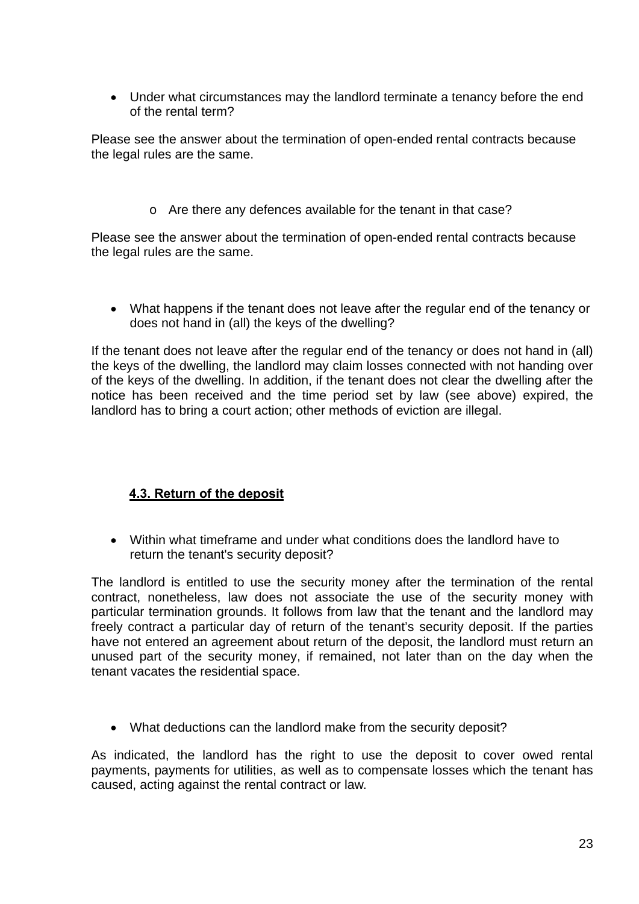- Under what circumstances may the landlord terminate a tenancy before the end of the rental term?

Please see the answer about the termination of open-ended rental contracts because the legal rules are the same.

  - Are there any defences available for the tenant in that case?

Please see the answer about the termination of open-ended rental contracts because the legal rules are the same.

- What happens if the tenant does not leave after the regular end of the tenancy or does not hand in (all) the keys of the dwelling?

If the tenant does not leave after the regular end of the tenancy or does not hand in (all) the keys of the dwelling, the landlord may claim losses connected with not handing over of the keys of the dwelling. In addition, if the tenant does not clear the dwelling after the notice has been received and the time period set by law (see above) expired, the landlord has to bring a court action; other methods of eviction are illegal.

### 4.3. Return of the deposit

- Within what timeframe and under what conditions does the landlord have to return the tenant's security deposit?

The landlord is entitled to use the security money after the termination of the rental contract, nonetheless, law does not associate the use of the security money with particular termination grounds. It follows from law that the tenant and the landlord may freely contract a particular day of return of the tenant's security deposit. If the parties have not entered an agreement about return of the deposit, the landlord must return an unused part of the security money, if remained, not later than on the day when the tenant vacates the residential space.

- What deductions can the landlord make from the security deposit?

As indicated, the landlord has the right to use the deposit to cover owed rental payments, payments for utilities, as well as to compensate losses which the tenant has caused, acting against the rental contract or law.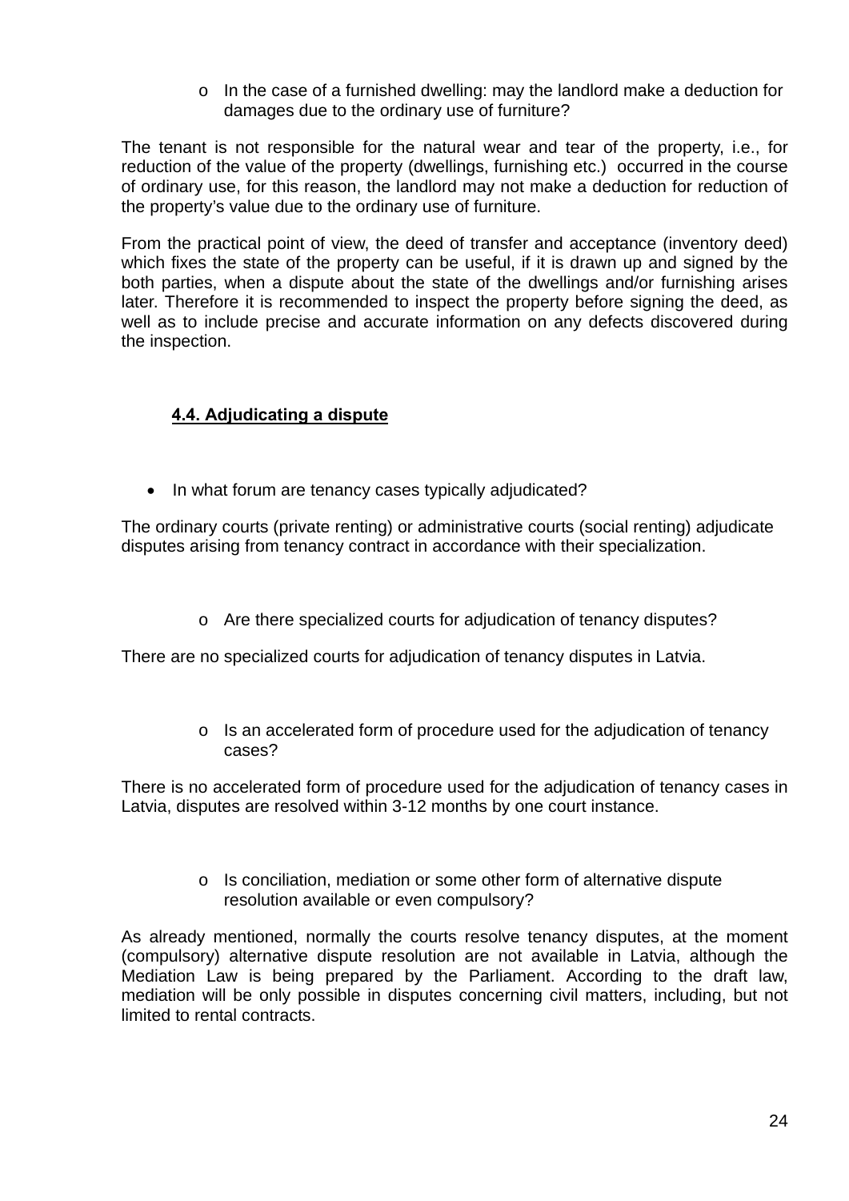- In the case of a furnished dwelling: may the landlord make a deduction for damages due to the ordinary use of furniture?

The tenant is not responsible for the natural wear and tear of the property, i.e., for reduction of the value of the property (dwellings, furnishing etc.) occurred in the course of ordinary use, for this reason, the landlord may not make a deduction for reduction of the property's value due to the ordinary use of furniture.

From the practical point of view, the deed of transfer and acceptance (inventory deed) which fixes the state of the property can be useful, if it is drawn up and signed by the both parties, when a dispute about the state of the dwellings and/or furnishing arises later. Therefore it is recommended to inspect the property before signing the deed, as well as to include precise and accurate information on any defects discovered during the inspection.

### 4.4. Adjudicating a dispute

- In what forum are tenancy cases typically adjudicated?

The ordinary courts (private renting) or administrative courts (social renting) adjudicate disputes arising from tenancy contract in accordance with their specialization.

- Are there specialized courts for adjudication of tenancy disputes?

There are no specialized courts for adjudication of tenancy disputes in Latvia.

- Is an accelerated form of procedure used for the adjudication of tenancy cases?

There is no accelerated form of procedure used for the adjudication of tenancy cases in Latvia, disputes are resolved within 3-12 months by one court instance.

- Is conciliation, mediation or some other form of alternative dispute resolution available or even compulsory?

As already mentioned, normally the courts resolve tenancy disputes, at the moment (compulsory) alternative dispute resolution are not available in Latvia, although the Mediation Law is being prepared by the Parliament. According to the draft law, mediation will be only possible in disputes concerning civil matters, including, but not limited to rental contracts.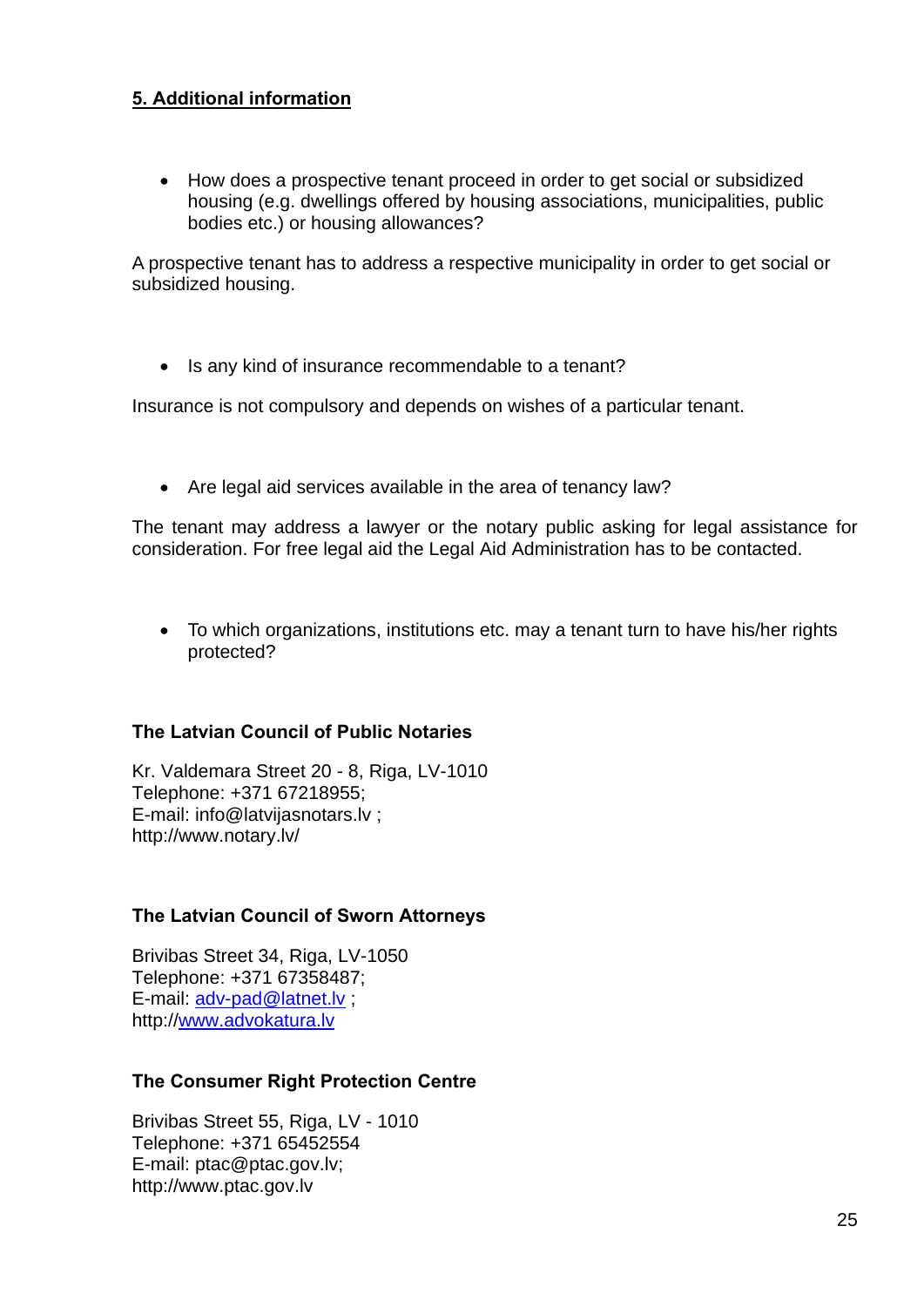## 5. Additional information

- How does a prospective tenant proceed in order to get social or subsidized housing (e.g. dwellings offered by housing associations, municipalities, public bodies etc.) or housing allowances?

A prospective tenant has to address a respective municipality in order to get social or subsidized housing.

- Is any kind of insurance recommendable to a tenant?

Insurance is not compulsory and depends on wishes of a particular tenant.

- Are legal aid services available in the area of tenancy law?

The tenant may address a lawyer or the notary public asking for legal assistance for consideration. For free legal aid the Legal Aid Administration has to be contacted.

- To which organizations, institutions etc. may a tenant turn to have his/her rights protected?

**The Latvian Council of Public Notaries**

Kr. Valdemara Street 20 - 8, Riga, LV-1010
Telephone: +371 67218955;
E-mail: info@latvijasnotars.lv ;
http://www.notary.lv/

**The Latvian Council of Sworn Attorneys**

Brivibas Street 34, Riga, LV-1050
Telephone: +371 67358487;
E-mail: adv-pad@latnet.lv ;
http://www.advokatura.lv

**The Consumer Right Protection Centre**

Brivibas Street 55, Riga, LV - 1010
Telephone: +371 65452554
E-mail: ptac@ptac.gov.lv;
http://www.ptac.gov.lv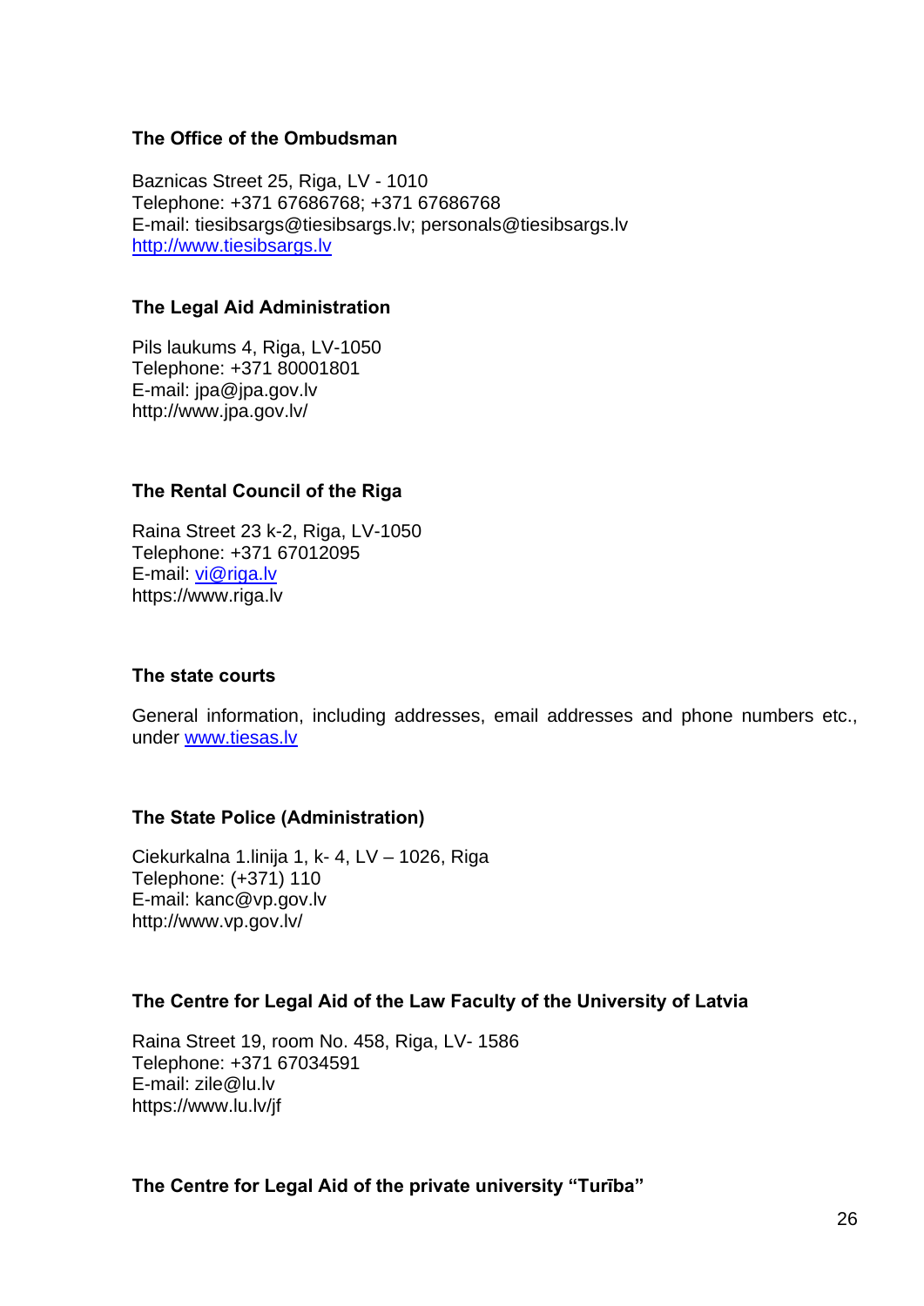**The Office of the Ombudsman**

Baznicas Street 25, Riga, LV - 1010
Telephone: +371 67686768; +371 67686768
E-mail: tiesibsargs@tiesibsargs.lv; personals@tiesibsargs.lv
http://www.tiesibsargs.lv

**The Legal Aid Administration**

Pils laukums 4, Riga, LV-1050
Telephone: +371 80001801
E-mail: jpa@jpa.gov.lv
http://www.jpa.gov.lv/

**The Rental Council of the Riga**

Raina Street 23 k-2, Riga, LV-1050
Telephone: +371 67012095
E-mail: vi@riga.lv
https://www.riga.lv

**The state courts**

General information, including addresses, email addresses and phone numbers etc., under www.tiesas.lv

**The State Police (Administration)**

Ciekurkalna 1.linija 1, k- 4, LV – 1026, Riga
Telephone: (+371) 110
E-mail: kanc@vp.gov.lv
http://www.vp.gov.lv/

**The Centre for Legal Aid of the Law Faculty of the University of Latvia**

Raina Street 19, room No. 458, Riga, LV- 1586
Telephone: +371 67034591
E-mail: zile@lu.lv
https://www.lu.lv/jf

**The Centre for Legal Aid of the private university "Turība"**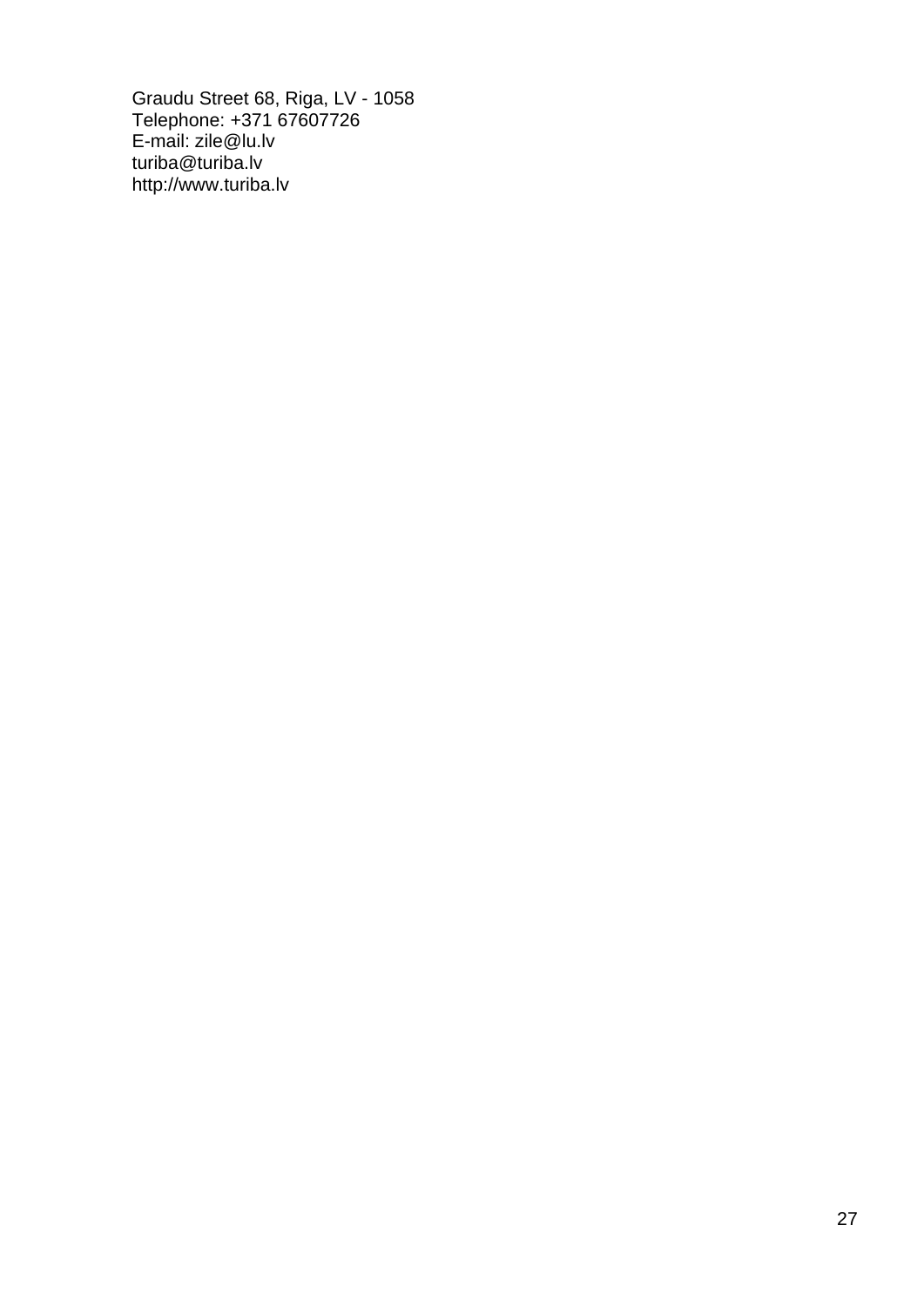Graudu Street 68, Riga, LV - 1058
Telephone: +371 67607726
E-mail: zile@lu.lv
turiba@turiba.lv
http://www.turiba.lv